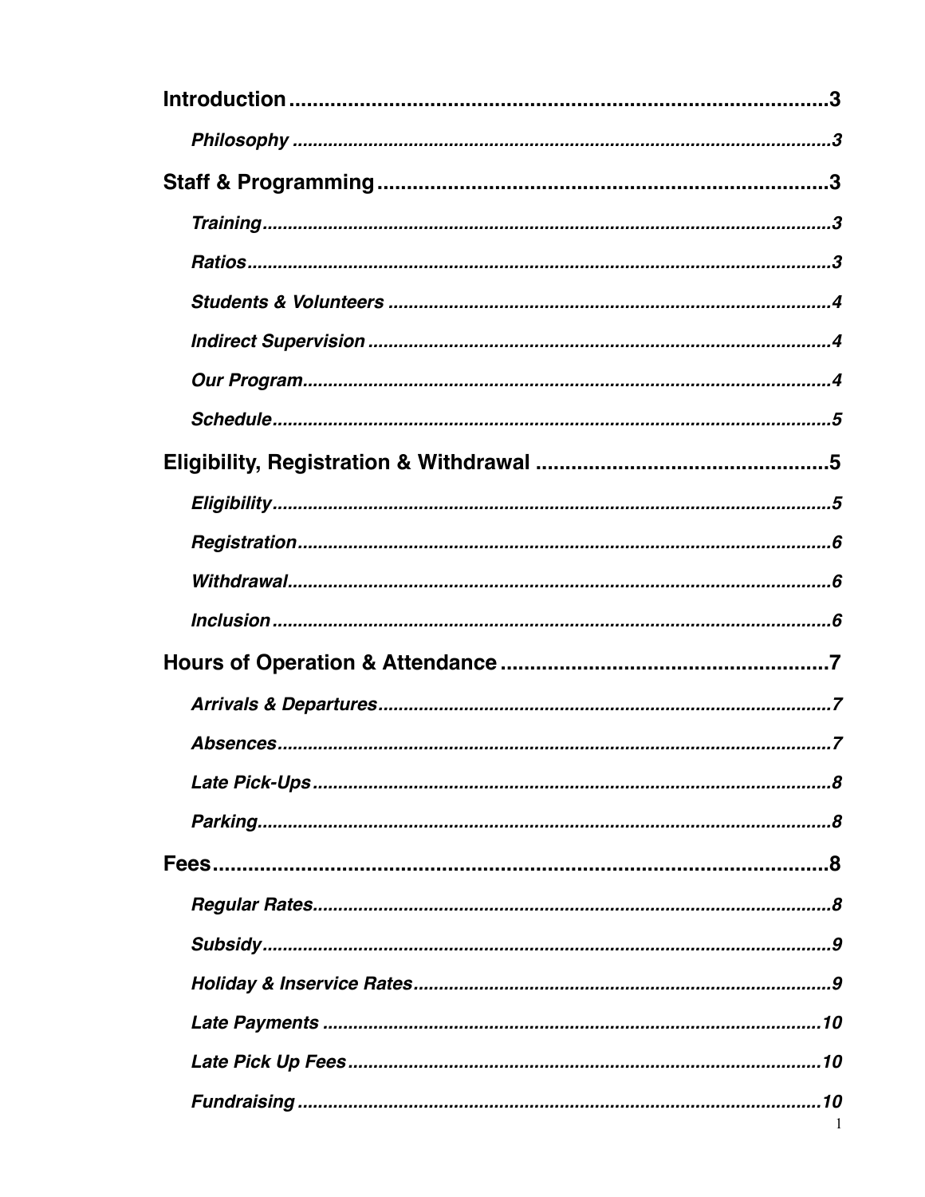**Introduction** .......................................................................................... 3

*Philosophy* .......................................................................................... 3

**Staff & Programming** .......................................................................... 3

*Training* .......................................................................................... 3

*Ratios* .......................................................................................... 3

*Students & Volunteers* .......................................................................... 4

*Indirect Supervision* .......................................................................... 4

*Our Program* .......................................................................................... 4

*Schedule* .......................................................................................... 5

**Eligibility, Registration & Withdrawal** .................................................. 5

*Eligibility* .......................................................................................... 5

*Registration* .......................................................................................... 6

*Withdrawal* .......................................................................................... 6

*Inclusion* .......................................................................................... 6

**Hours of Operation & Attendance** .......................................................... 7

*Arrivals & Departures* .......................................................................... 7

*Absences* .......................................................................................... 7

*Late Pick-Ups* .......................................................................................... 8

*Parking* .......................................................................................... 8

**Fees** .......................................................................................... 8

*Regular Rates* .......................................................................................... 8

*Subsidy* .......................................................................................... 9

*Holiday & Inservice Rates* .......................................................................... 9

*Late Payments* .......................................................................................... 10

*Late Pick Up Fees* .......................................................................................... 10

*Fundraising* .......................................................................................... 10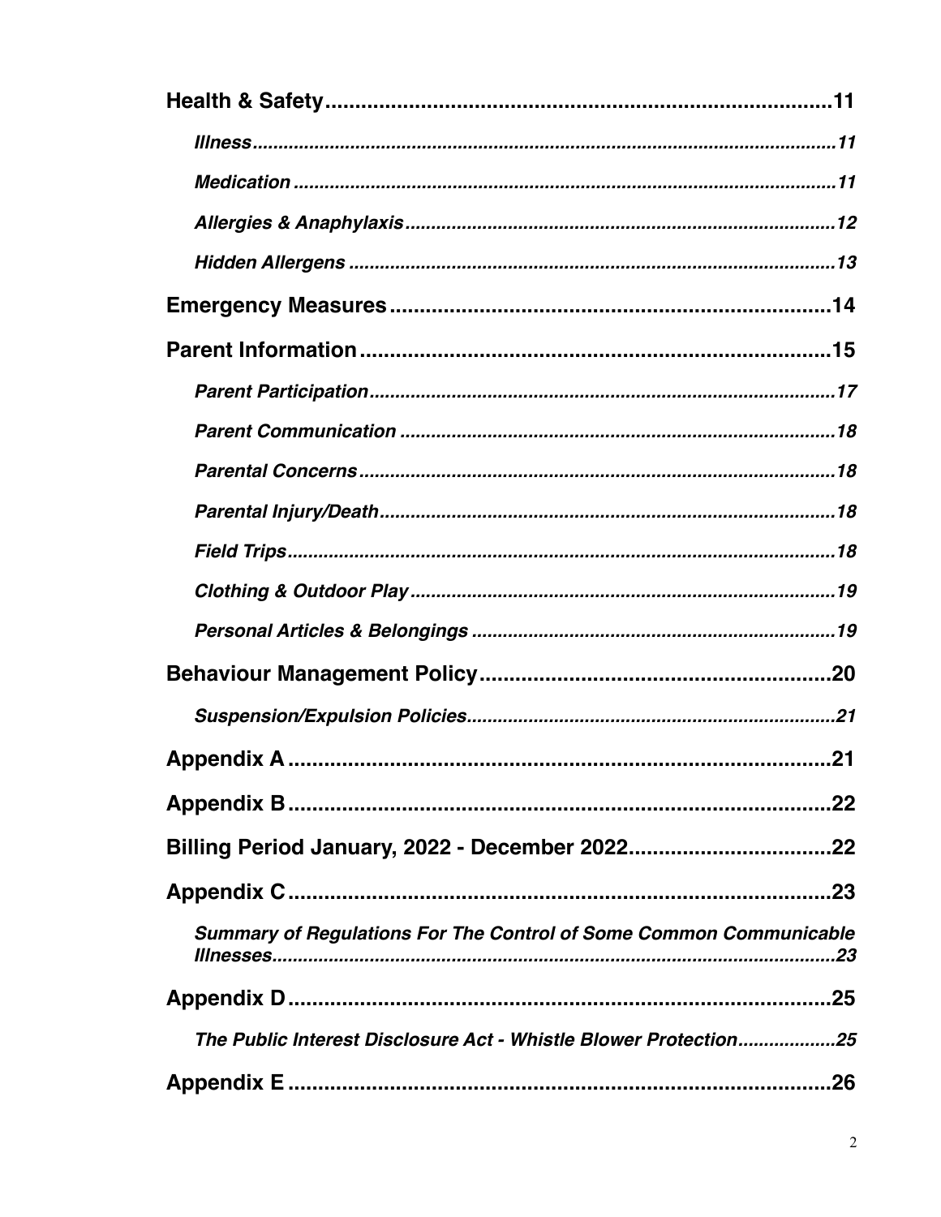**Health & Safety** .................................................................... 11

*Illness* .................................................................... 11

*Medication* .................................................................... 11

*Allergies & Anaphylaxis* .................................................................... 12

*Hidden Allergens* .................................................................... 13

**Emergency Measures** .................................................................... 14

**Parent Information** .................................................................... 15

*Parent Participation* .................................................................... 17

*Parent Communication* .................................................................... 18

*Parental Concerns* .................................................................... 18

*Parental Injury/Death* .................................................................... 18

*Field Trips* .................................................................... 18

*Clothing & Outdoor Play* .................................................................... 19

*Personal Articles & Belongings* .................................................................... 19

**Behaviour Management Policy** .................................................................... 20

*Suspension/Expulsion Policies* .................................................................... 21

**Appendix A** .................................................................... 21

**Appendix B** .................................................................... 22

**Billing Period January, 2022 - December 2022** .................................................................... 22

**Appendix C** .................................................................... 23

*Summary of Regulations For The Control of Some Common Communicable Illnesses* .................................................................... 23

**Appendix D** .................................................................... 25

*The Public Interest Disclosure Act - Whistle Blower Protection* .................................................................... 25

**Appendix E** .................................................................... 26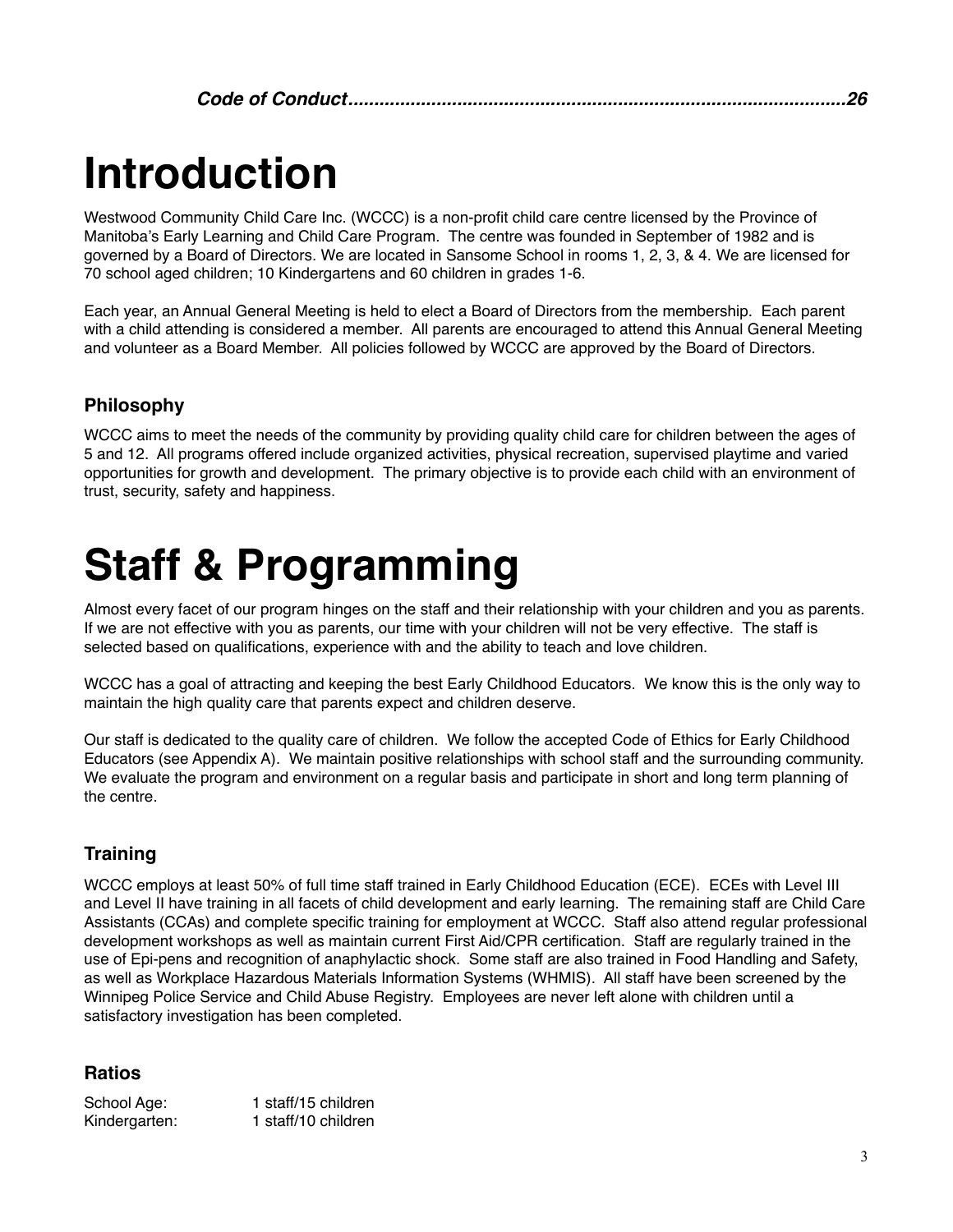*Code of Conduct..............................................................................................26*

# Introduction

Westwood Community Child Care Inc. (WCCC) is a non-profit child care centre licensed by the Province of Manitoba's Early Learning and Child Care Program. The centre was founded in September of 1982 and is governed by a Board of Directors. We are located in Sansome School in rooms 1, 2, 3, & 4. We are licensed for 70 school aged children; 10 Kindergartens and 60 children in grades 1-6.

Each year, an Annual General Meeting is held to elect a Board of Directors from the membership. Each parent with a child attending is considered a member. All parents are encouraged to attend this Annual General Meeting and volunteer as a Board Member. All policies followed by WCCC are approved by the Board of Directors.

## Philosophy

WCCC aims to meet the needs of the community by providing quality child care for children between the ages of 5 and 12. All programs offered include organized activities, physical recreation, supervised playtime and varied opportunities for growth and development. The primary objective is to provide each child with an environment of trust, security, safety and happiness.

# Staff & Programming

Almost every facet of our program hinges on the staff and their relationship with your children and you as parents. If we are not effective with you as parents, our time with your children will not be very effective. The staff is selected based on qualifications, experience with and the ability to teach and love children.

WCCC has a goal of attracting and keeping the best Early Childhood Educators. We know this is the only way to maintain the high quality care that parents expect and children deserve.

Our staff is dedicated to the quality care of children. We follow the accepted Code of Ethics for Early Childhood Educators (see Appendix A). We maintain positive relationships with school staff and the surrounding community. We evaluate the program and environment on a regular basis and participate in short and long term planning of the centre.

## Training

WCCC employs at least 50% of full time staff trained in Early Childhood Education (ECE). ECEs with Level III and Level II have training in all facets of child development and early learning. The remaining staff are Child Care Assistants (CCAs) and complete specific training for employment at WCCC. Staff also attend regular professional development workshops as well as maintain current First Aid/CPR certification. Staff are regularly trained in the use of Epi-pens and recognition of anaphylactic shock. Some staff are also trained in Food Handling and Safety, as well as Workplace Hazardous Materials Information Systems (WHMIS). All staff have been screened by the Winnipeg Police Service and Child Abuse Registry. Employees are never left alone with children until a satisfactory investigation has been completed.

## Ratios

| | |
|---|---|
| School Age: | 1 staff/15 children |
| Kindergarten: | 1 staff/10 children |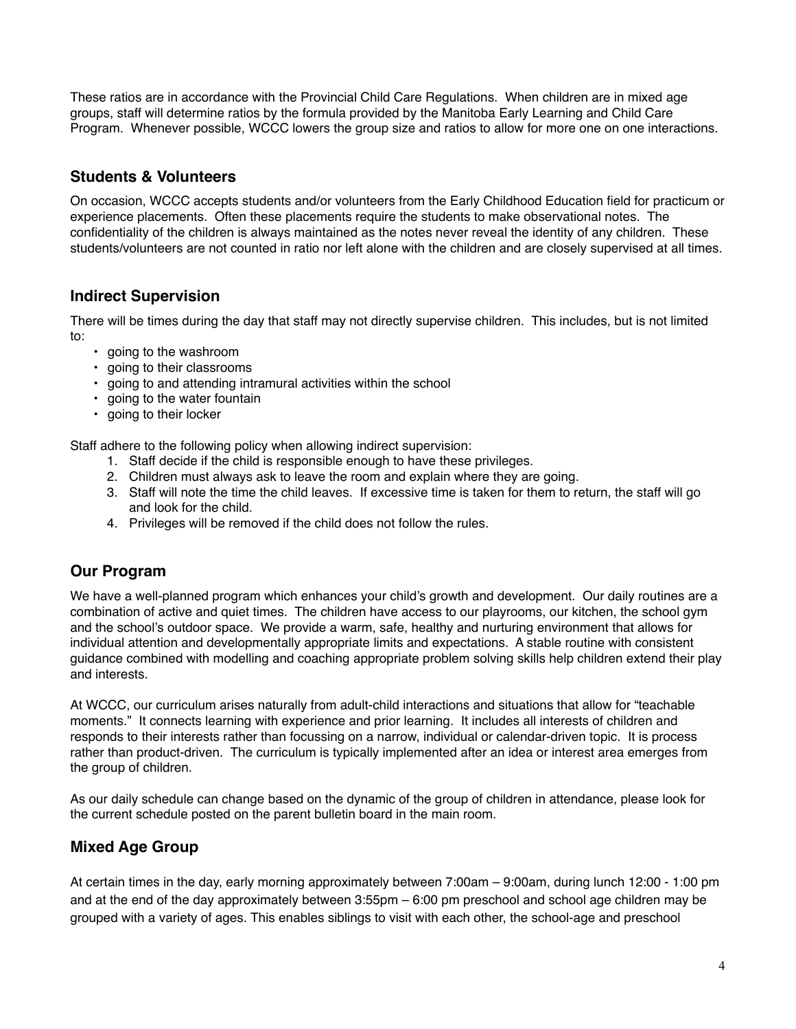These ratios are in accordance with the Provincial Child Care Regulations. When children are in mixed age groups, staff will determine ratios by the formula provided by the Manitoba Early Learning and Child Care Program. Whenever possible, WCCC lowers the group size and ratios to allow for more one on one interactions.

## Students & Volunteers

On occasion, WCCC accepts students and/or volunteers from the Early Childhood Education field for practicum or experience placements. Often these placements require the students to make observational notes. The confidentiality of the children is always maintained as the notes never reveal the identity of any children. These students/volunteers are not counted in ratio nor left alone with the children and are closely supervised at all times.

## Indirect Supervision

There will be times during the day that staff may not directly supervise children. This includes, but is not limited to:

- going to the washroom
- going to their classrooms
- going to and attending intramural activities within the school
- going to the water fountain
- going to their locker

Staff adhere to the following policy when allowing indirect supervision:

1. Staff decide if the child is responsible enough to have these privileges.
2. Children must always ask to leave the room and explain where they are going.
3. Staff will note the time the child leaves. If excessive time is taken for them to return, the staff will go and look for the child.
4. Privileges will be removed if the child does not follow the rules.

## Our Program

We have a well-planned program which enhances your child's growth and development. Our daily routines are a combination of active and quiet times. The children have access to our playrooms, our kitchen, the school gym and the school's outdoor space. We provide a warm, safe, healthy and nurturing environment that allows for individual attention and developmentally appropriate limits and expectations. A stable routine with consistent guidance combined with modelling and coaching appropriate problem solving skills help children extend their play and interests.

At WCCC, our curriculum arises naturally from adult-child interactions and situations that allow for "teachable moments." It connects learning with experience and prior learning. It includes all interests of children and responds to their interests rather than focussing on a narrow, individual or calendar-driven topic. It is process rather than product-driven. The curriculum is typically implemented after an idea or interest area emerges from the group of children.

As our daily schedule can change based on the dynamic of the group of children in attendance, please look for the current schedule posted on the parent bulletin board in the main room.

## Mixed Age Group

At certain times in the day, early morning approximately between 7:00am – 9:00am, during lunch 12:00 - 1:00 pm and at the end of the day approximately between 3:55pm – 6:00 pm preschool and school age children may be grouped with a variety of ages. This enables siblings to visit with each other, the school-age and preschool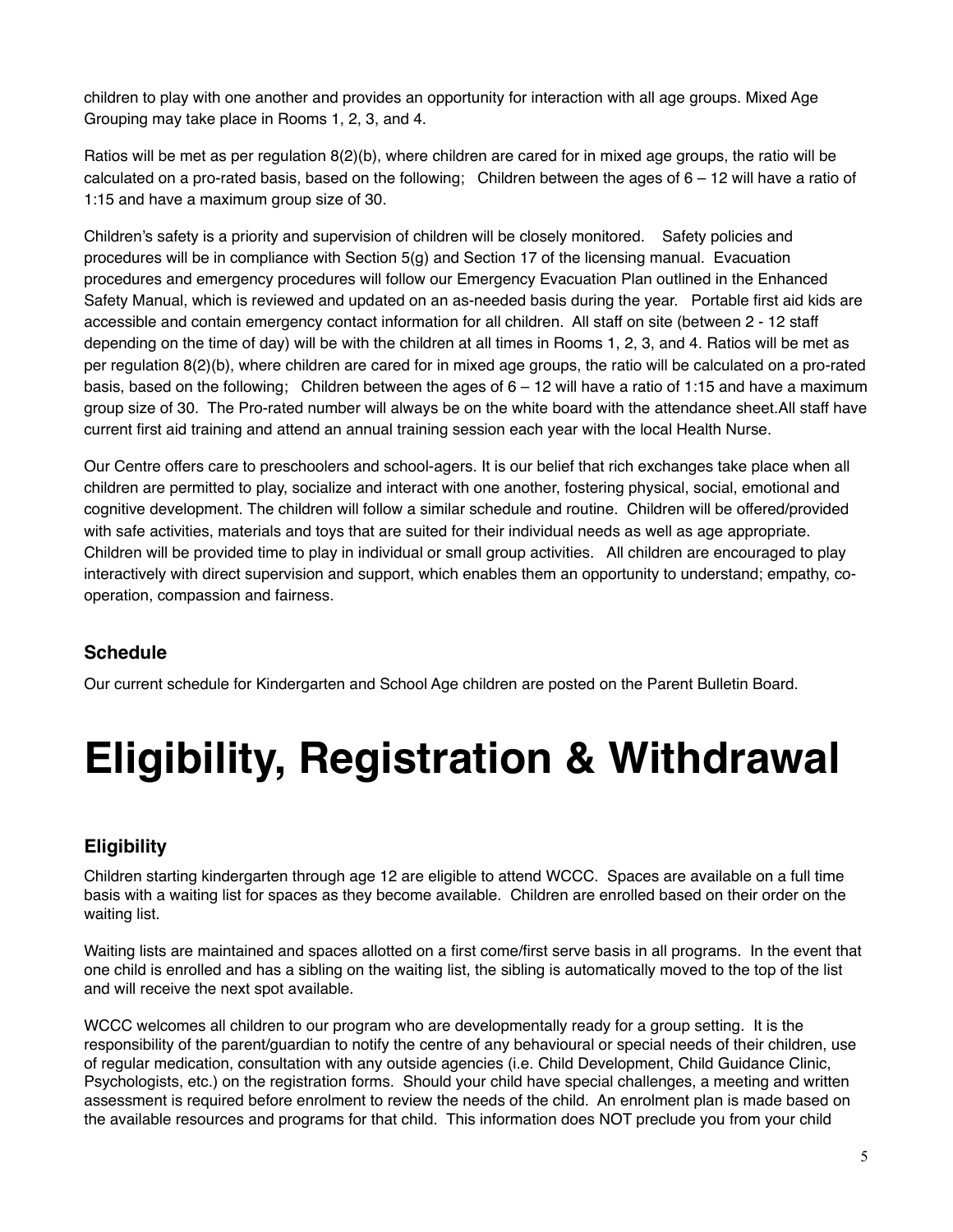children to play with one another and provides an opportunity for interaction with all age groups. Mixed Age Grouping may take place in Rooms 1, 2, 3, and 4.

Ratios will be met as per regulation 8(2)(b), where children are cared for in mixed age groups, the ratio will be calculated on a pro-rated basis, based on the following;   Children between the ages of 6 – 12 will have a ratio of 1:15 and have a maximum group size of 30.

Children's safety is a priority and supervision of children will be closely monitored.   Safety policies and procedures will be in compliance with Section 5(g) and Section 17 of the licensing manual.  Evacuation procedures and emergency procedures will follow our Emergency Evacuation Plan outlined in the Enhanced Safety Manual, which is reviewed and updated on an as-needed basis during the year.   Portable first aid kids are accessible and contain emergency contact information for all children.  All staff on site (between 2 - 12 staff depending on the time of day) will be with the children at all times in Rooms 1, 2, 3, and 4. Ratios will be met as per regulation 8(2)(b), where children are cared for in mixed age groups, the ratio will be calculated on a pro-rated basis, based on the following;   Children between the ages of 6 – 12 will have a ratio of 1:15 and have a maximum group size of 30.  The Pro-rated number will always be on the white board with the attendance sheet.All staff have current first aid training and attend an annual training session each year with the local Health Nurse.

Our Centre offers care to preschoolers and school-agers. It is our belief that rich exchanges take place when all children are permitted to play, socialize and interact with one another, fostering physical, social, emotional and cognitive development. The children will follow a similar schedule and routine.  Children will be offered/provided with safe activities, materials and toys that are suited for their individual needs as well as age appropriate. Children will be provided time to play in individual or small group activities.   All children are encouraged to play interactively with direct supervision and support, which enables them an opportunity to understand; empathy, co-operation, compassion and fairness.

### Schedule

Our current schedule for Kindergarten and School Age children are posted on the Parent Bulletin Board.

# Eligibility, Registration & Withdrawal

### Eligibility

Children starting kindergarten through age 12 are eligible to attend WCCC.  Spaces are available on a full time basis with a waiting list for spaces as they become available.  Children are enrolled based on their order on the waiting list.

Waiting lists are maintained and spaces allotted on a first come/first serve basis in all programs.  In the event that one child is enrolled and has a sibling on the waiting list, the sibling is automatically moved to the top of the list and will receive the next spot available.

WCCC welcomes all children to our program who are developmentally ready for a group setting.  It is the responsibility of the parent/guardian to notify the centre of any behavioural or special needs of their children, use of regular medication, consultation with any outside agencies (i.e. Child Development, Child Guidance Clinic, Psychologists, etc.) on the registration forms.  Should your child have special challenges, a meeting and written assessment is required before enrolment to review the needs of the child.  An enrolment plan is made based on the available resources and programs for that child.  This information does NOT preclude you from your child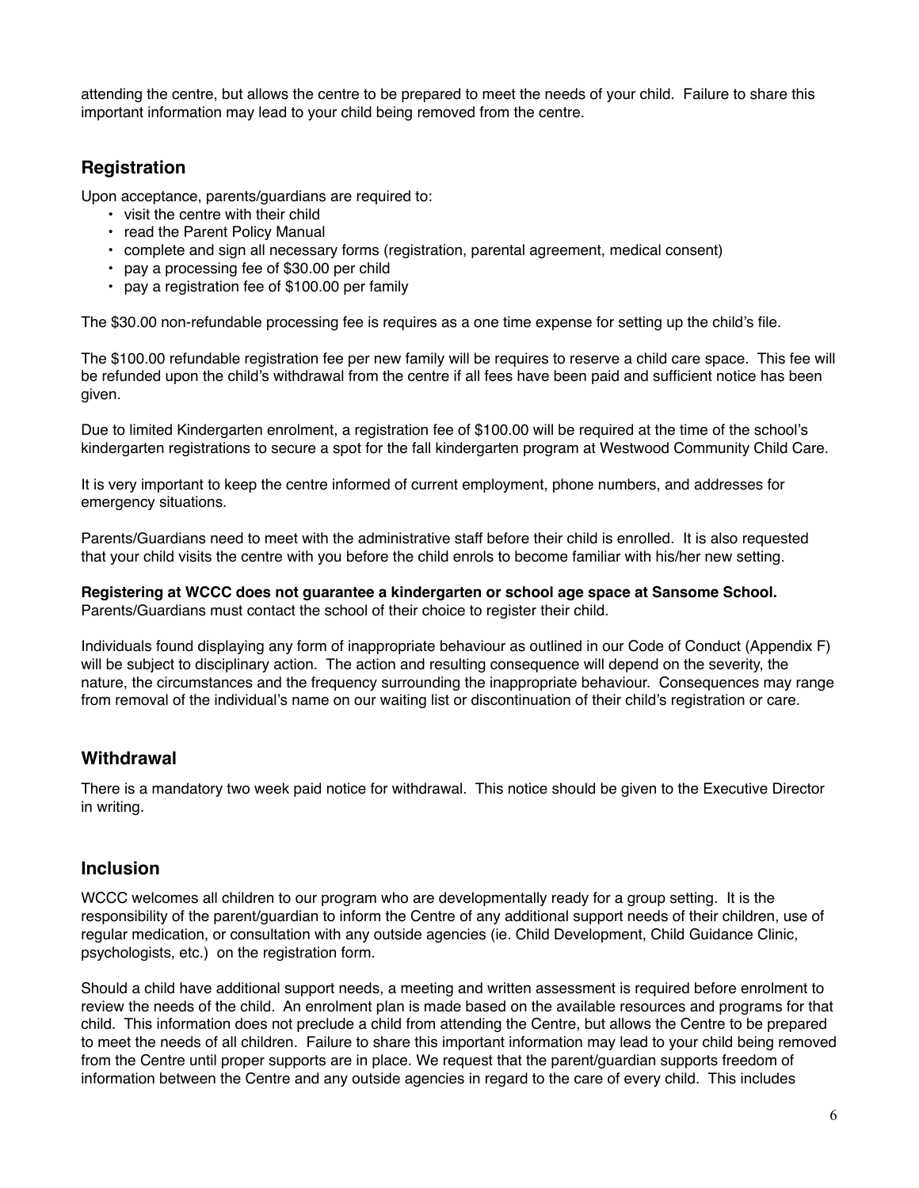attending the centre, but allows the centre to be prepared to meet the needs of your child. Failure to share this important information may lead to your child being removed from the centre.

## Registration

Upon acceptance, parents/guardians are required to:

- visit the centre with their child
- read the Parent Policy Manual
- complete and sign all necessary forms (registration, parental agreement, medical consent)
- pay a processing fee of $30.00 per child
- pay a registration fee of $100.00 per family

The $30.00 non-refundable processing fee is requires as a one time expense for setting up the child's file.

The $100.00 refundable registration fee per new family will be requires to reserve a child care space. This fee will be refunded upon the child's withdrawal from the centre if all fees have been paid and sufficient notice has been given.

Due to limited Kindergarten enrolment, a registration fee of $100.00 will be required at the time of the school's kindergarten registrations to secure a spot for the fall kindergarten program at Westwood Community Child Care.

It is very important to keep the centre informed of current employment, phone numbers, and addresses for emergency situations.

Parents/Guardians need to meet with the administrative staff before their child is enrolled. It is also requested that your child visits the centre with you before the child enrols to become familiar with his/her new setting.

**Registering at WCCC does not guarantee a kindergarten or school age space at Sansome School.** Parents/Guardians must contact the school of their choice to register their child.

Individuals found displaying any form of inappropriate behaviour as outlined in our Code of Conduct (Appendix F) will be subject to disciplinary action. The action and resulting consequence will depend on the severity, the nature, the circumstances and the frequency surrounding the inappropriate behaviour. Consequences may range from removal of the individual's name on our waiting list or discontinuation of their child's registration or care.

## Withdrawal

There is a mandatory two week paid notice for withdrawal. This notice should be given to the Executive Director in writing.

## Inclusion

WCCC welcomes all children to our program who are developmentally ready for a group setting. It is the responsibility of the parent/guardian to inform the Centre of any additional support needs of their children, use of regular medication, or consultation with any outside agencies (ie. Child Development, Child Guidance Clinic, psychologists, etc.) on the registration form.

Should a child have additional support needs, a meeting and written assessment is required before enrolment to review the needs of the child. An enrolment plan is made based on the available resources and programs for that child. This information does not preclude a child from attending the Centre, but allows the Centre to be prepared to meet the needs of all children. Failure to share this important information may lead to your child being removed from the Centre until proper supports are in place. We request that the parent/guardian supports freedom of information between the Centre and any outside agencies in regard to the care of every child. This includes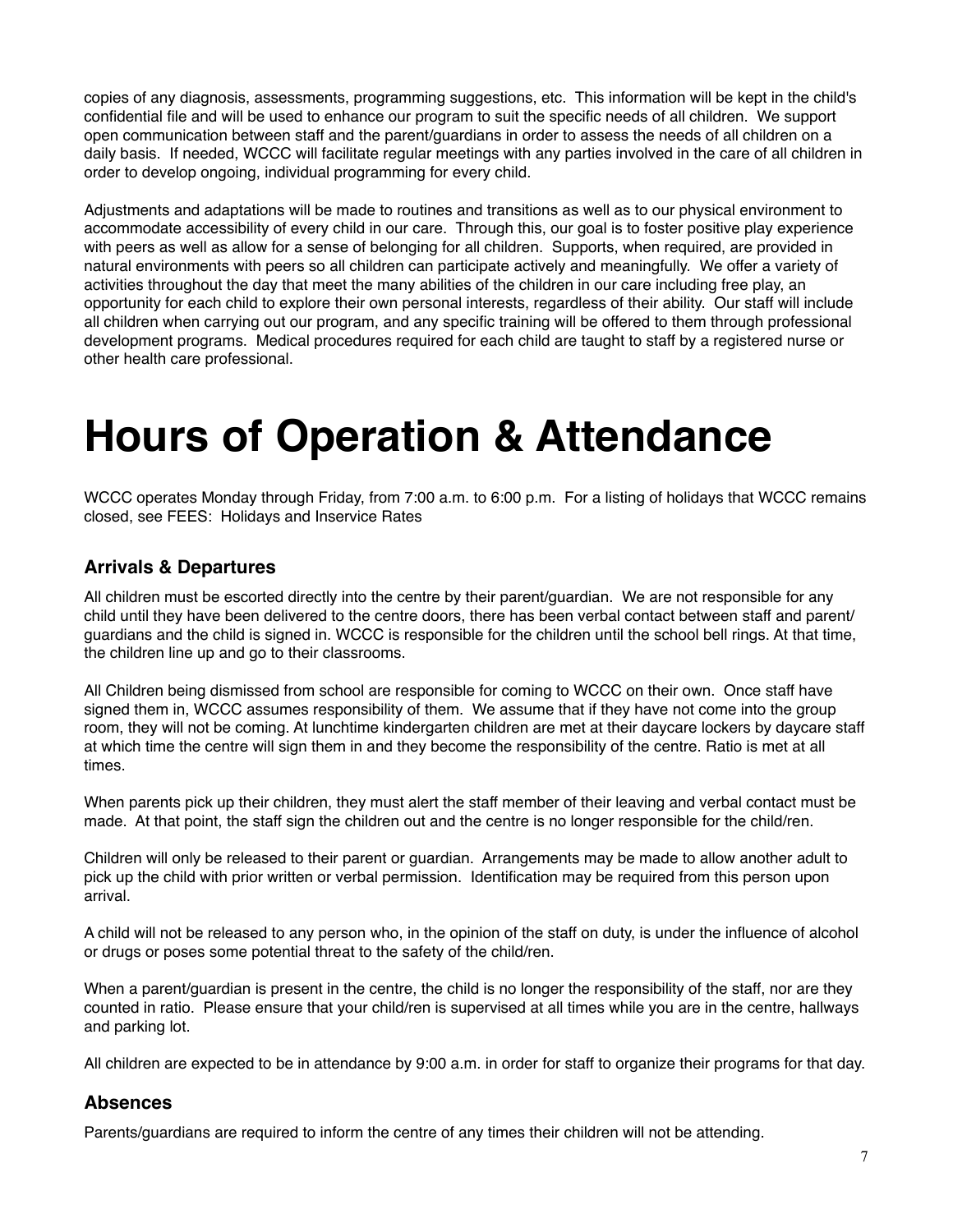copies of any diagnosis, assessments, programming suggestions, etc. This information will be kept in the child's confidential file and will be used to enhance our program to suit the specific needs of all children. We support open communication between staff and the parent/guardians in order to assess the needs of all children on a daily basis. If needed, WCCC will facilitate regular meetings with any parties involved in the care of all children in order to develop ongoing, individual programming for every child.

Adjustments and adaptations will be made to routines and transitions as well as to our physical environment to accommodate accessibility of every child in our care. Through this, our goal is to foster positive play experience with peers as well as allow for a sense of belonging for all children. Supports, when required, are provided in natural environments with peers so all children can participate actively and meaningfully. We offer a variety of activities throughout the day that meet the many abilities of the children in our care including free play, an opportunity for each child to explore their own personal interests, regardless of their ability. Our staff will include all children when carrying out our program, and any specific training will be offered to them through professional development programs. Medical procedures required for each child are taught to staff by a registered nurse or other health care professional.

# Hours of Operation & Attendance

WCCC operates Monday through Friday, from 7:00 a.m. to 6:00 p.m. For a listing of holidays that WCCC remains closed, see FEES: Holidays and Inservice Rates

### Arrivals & Departures

All children must be escorted directly into the centre by their parent/guardian. We are not responsible for any child until they have been delivered to the centre doors, there has been verbal contact between staff and parent/guardians and the child is signed in. WCCC is responsible for the children until the school bell rings. At that time, the children line up and go to their classrooms.

All Children being dismissed from school are responsible for coming to WCCC on their own. Once staff have signed them in, WCCC assumes responsibility of them. We assume that if they have not come into the group room, they will not be coming. At lunchtime kindergarten children are met at their daycare lockers by daycare staff at which time the centre will sign them in and they become the responsibility of the centre. Ratio is met at all times.

When parents pick up their children, they must alert the staff member of their leaving and verbal contact must be made. At that point, the staff sign the children out and the centre is no longer responsible for the child/ren.

Children will only be released to their parent or guardian. Arrangements may be made to allow another adult to pick up the child with prior written or verbal permission. Identification may be required from this person upon arrival.

A child will not be released to any person who, in the opinion of the staff on duty, is under the influence of alcohol or drugs or poses some potential threat to the safety of the child/ren.

When a parent/guardian is present in the centre, the child is no longer the responsibility of the staff, nor are they counted in ratio. Please ensure that your child/ren is supervised at all times while you are in the centre, hallways and parking lot.

All children are expected to be in attendance by 9:00 a.m. in order for staff to organize their programs for that day.

### Absences

Parents/guardians are required to inform the centre of any times their children will not be attending.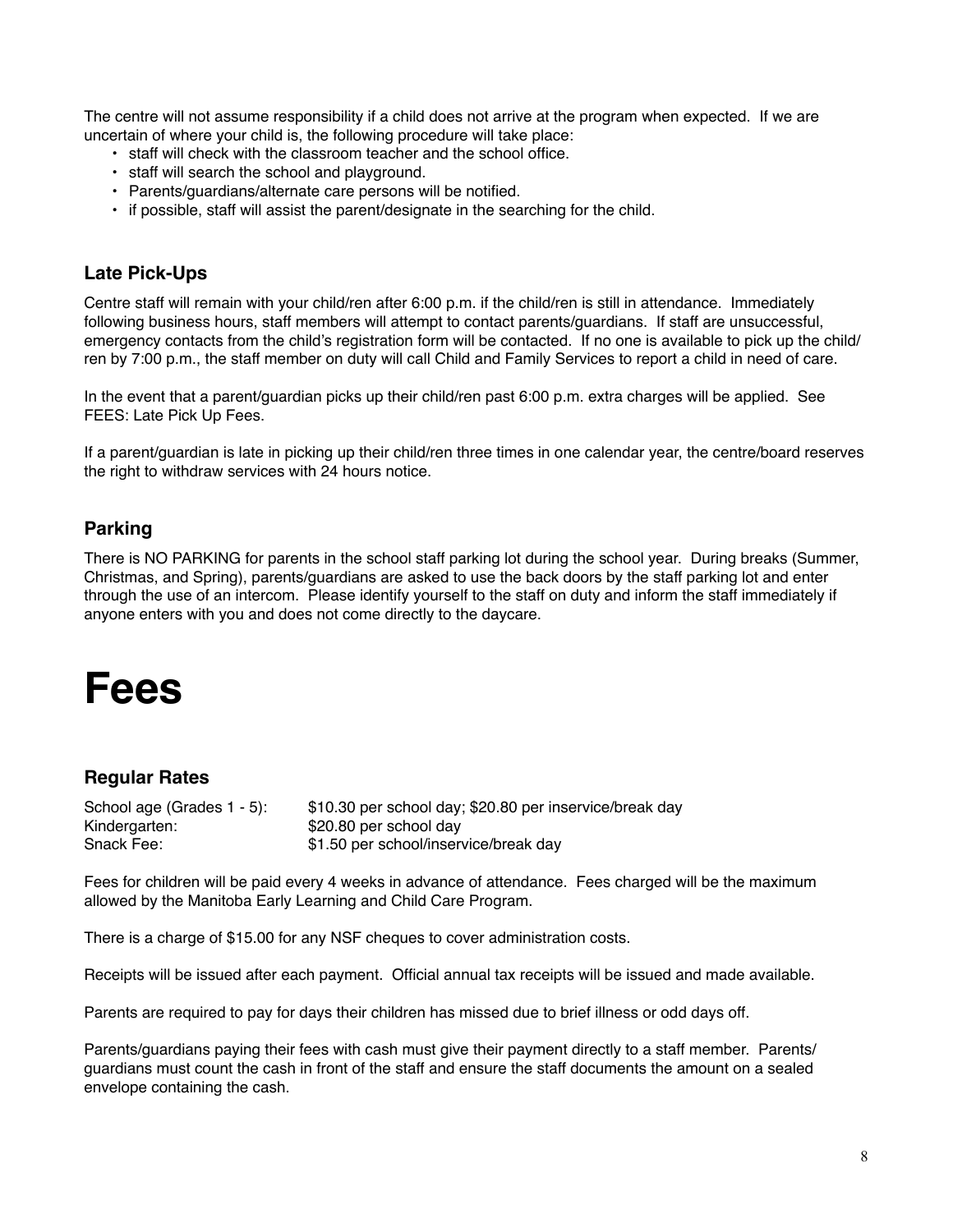The centre will not assume responsibility if a child does not arrive at the program when expected. If we are uncertain of where your child is, the following procedure will take place:

- staff will check with the classroom teacher and the school office.
- staff will search the school and playground.
- Parents/guardians/alternate care persons will be notified.
- if possible, staff will assist the parent/designate in the searching for the child.

### Late Pick-Ups

Centre staff will remain with your child/ren after 6:00 p.m. if the child/ren is still in attendance. Immediately following business hours, staff members will attempt to contact parents/guardians. If staff are unsuccessful, emergency contacts from the child's registration form will be contacted. If no one is available to pick up the child/ren by 7:00 p.m., the staff member on duty will call Child and Family Services to report a child in need of care.

In the event that a parent/guardian picks up their child/ren past 6:00 p.m. extra charges will be applied. See FEES: Late Pick Up Fees.

If a parent/guardian is late in picking up their child/ren three times in one calendar year, the centre/board reserves the right to withdraw services with 24 hours notice.

### Parking

There is NO PARKING for parents in the school staff parking lot during the school year. During breaks (Summer, Christmas, and Spring), parents/guardians are asked to use the back doors by the staff parking lot and enter through the use of an intercom. Please identify yourself to the staff on duty and inform the staff immediately if anyone enters with you and does not come directly to the daycare.

# Fees

### Regular Rates

| | |
|---|---|
| School age (Grades 1 - 5): | $10.30 per school day; $20.80 per inservice/break day |
| Kindergarten: | $20.80 per school day |
| Snack Fee: | $1.50 per school/inservice/break day |

Fees for children will be paid every 4 weeks in advance of attendance. Fees charged will be the maximum allowed by the Manitoba Early Learning and Child Care Program.

There is a charge of $15.00 for any NSF cheques to cover administration costs.

Receipts will be issued after each payment. Official annual tax receipts will be issued and made available.

Parents are required to pay for days their children has missed due to brief illness or odd days off.

Parents/guardians paying their fees with cash must give their payment directly to a staff member. Parents/guardians must count the cash in front of the staff and ensure the staff documents the amount on a sealed envelope containing the cash.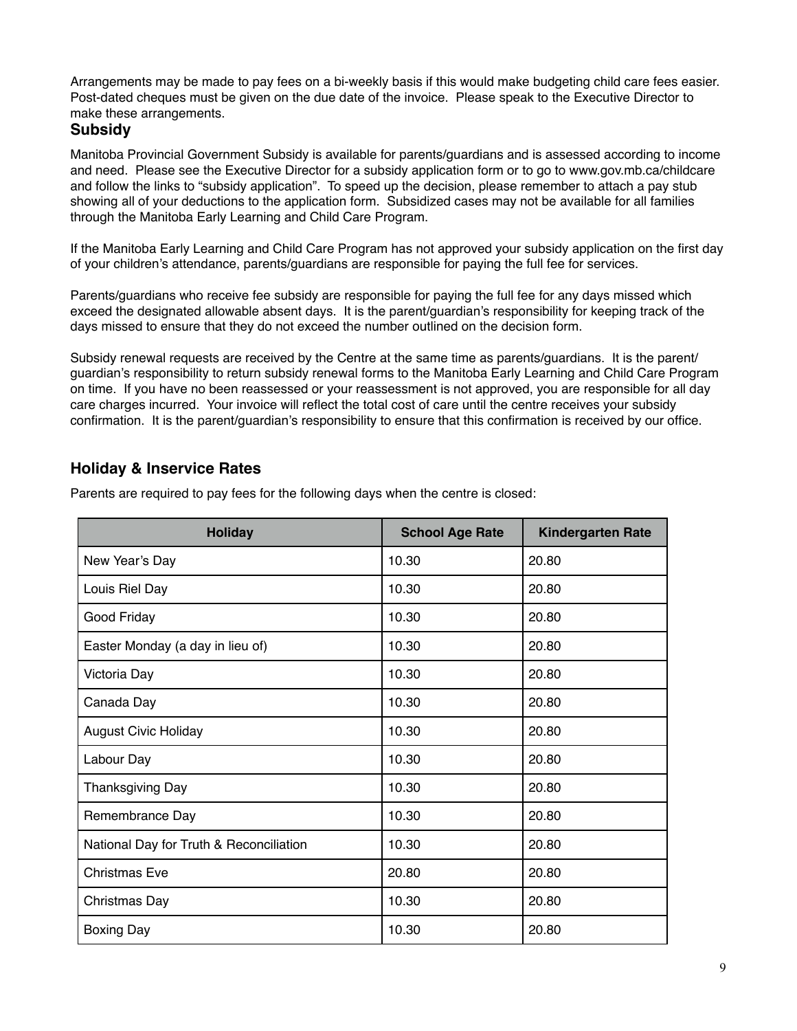Arrangements may be made to pay fees on a bi-weekly basis if this would make budgeting child care fees easier. Post-dated cheques must be given on the due date of the invoice. Please speak to the Executive Director to make these arrangements.

## Subsidy

Manitoba Provincial Government Subsidy is available for parents/guardians and is assessed according to income and need. Please see the Executive Director for a subsidy application form or to go to www.gov.mb.ca/childcare and follow the links to "subsidy application". To speed up the decision, please remember to attach a pay stub showing all of your deductions to the application form. Subsidized cases may not be available for all families through the Manitoba Early Learning and Child Care Program.

If the Manitoba Early Learning and Child Care Program has not approved your subsidy application on the first day of your children's attendance, parents/guardians are responsible for paying the full fee for services.

Parents/guardians who receive fee subsidy are responsible for paying the full fee for any days missed which exceed the designated allowable absent days. It is the parent/guardian's responsibility for keeping track of the days missed to ensure that they do not exceed the number outlined on the decision form.

Subsidy renewal requests are received by the Centre at the same time as parents/guardians. It is the parent/guardian's responsibility to return subsidy renewal forms to the Manitoba Early Learning and Child Care Program on time. If you have no been reassessed or your reassessment is not approved, you are responsible for all day care charges incurred. Your invoice will reflect the total cost of care until the centre receives your subsidy confirmation. It is the parent/guardian's responsibility to ensure that this confirmation is received by our office.

## Holiday & Inservice Rates

Parents are required to pay fees for the following days when the centre is closed:

| Holiday | School Age Rate | Kindergarten Rate |
|---|---|---|
| New Year's Day | 10.30 | 20.80 |
| Louis Riel Day | 10.30 | 20.80 |
| Good Friday | 10.30 | 20.80 |
| Easter Monday (a day in lieu of) | 10.30 | 20.80 |
| Victoria Day | 10.30 | 20.80 |
| Canada Day | 10.30 | 20.80 |
| August Civic Holiday | 10.30 | 20.80 |
| Labour Day | 10.30 | 20.80 |
| Thanksgiving Day | 10.30 | 20.80 |
| Remembrance Day | 10.30 | 20.80 |
| National Day for Truth & Reconciliation | 10.30 | 20.80 |
| Christmas Eve | 20.80 | 20.80 |
| Christmas Day | 10.30 | 20.80 |
| Boxing Day | 10.30 | 20.80 |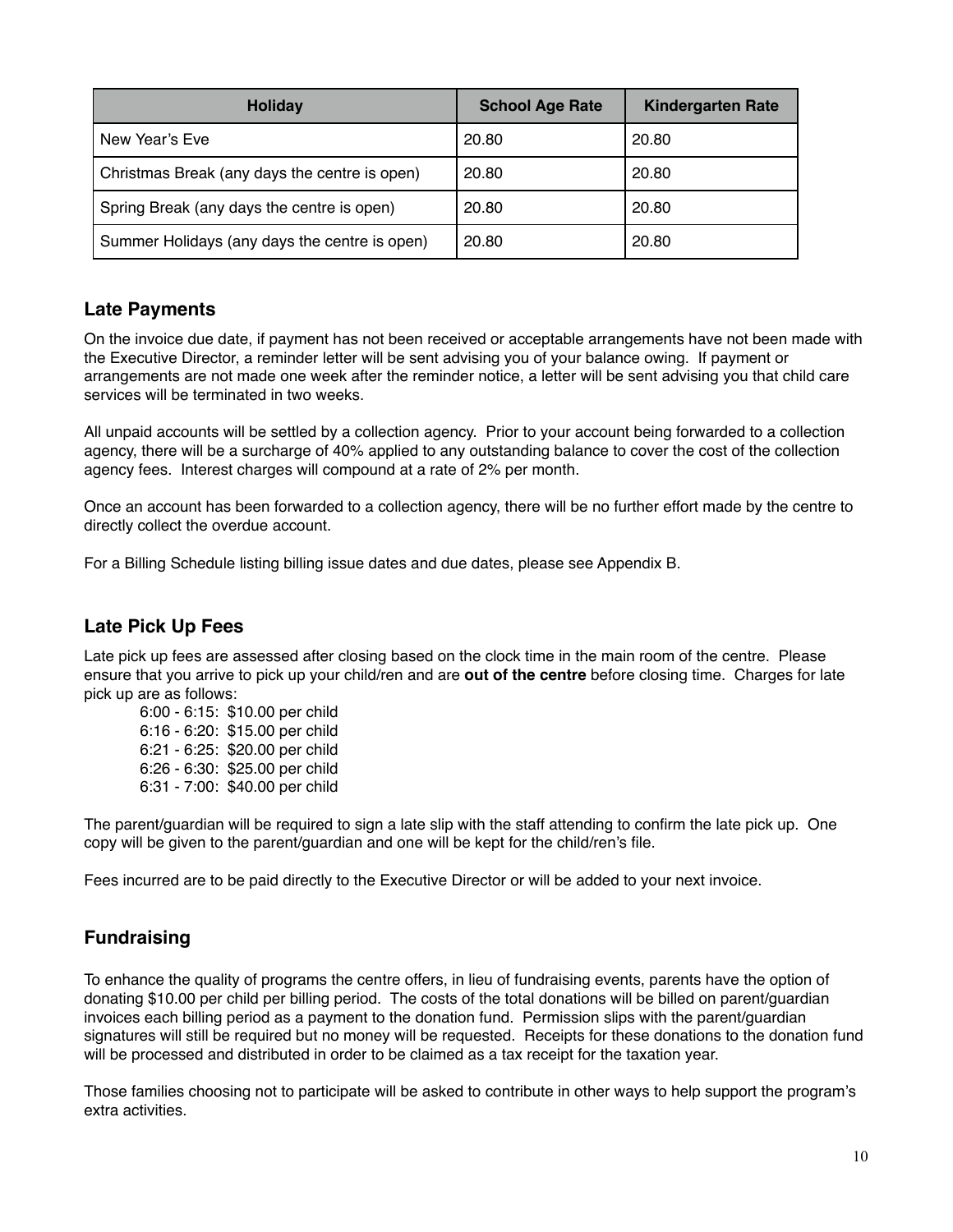| Holiday | School Age Rate | Kindergarten Rate |
|---|---|---|
| New Year's Eve | 20.80 | 20.80 |
| Christmas Break (any days the centre is open) | 20.80 | 20.80 |
| Spring Break (any days the centre is open) | 20.80 | 20.80 |
| Summer Holidays (any days the centre is open) | 20.80 | 20.80 |

## Late Payments

On the invoice due date, if payment has not been received or acceptable arrangements have not been made with the Executive Director, a reminder letter will be sent advising you of your balance owing. If payment or arrangements are not made one week after the reminder notice, a letter will be sent advising you that child care services will be terminated in two weeks.

All unpaid accounts will be settled by a collection agency. Prior to your account being forwarded to a collection agency, there will be a surcharge of 40% applied to any outstanding balance to cover the cost of the collection agency fees. Interest charges will compound at a rate of 2% per month.

Once an account has been forwarded to a collection agency, there will be no further effort made by the centre to directly collect the overdue account.

For a Billing Schedule listing billing issue dates and due dates, please see Appendix B.

## Late Pick Up Fees

Late pick up fees are assessed after closing based on the clock time in the main room of the centre. Please ensure that you arrive to pick up your child/ren and are **out of the centre** before closing time. Charges for late pick up are as follows:

- 6:00 - 6:15: $10.00 per child
- 6:16 - 6:20: $15.00 per child
- 6:21 - 6:25: $20.00 per child
- 6:26 - 6:30: $25.00 per child
- 6:31 - 7:00: $40.00 per child

The parent/guardian will be required to sign a late slip with the staff attending to confirm the late pick up. One copy will be given to the parent/guardian and one will be kept for the child/ren's file.

Fees incurred are to be paid directly to the Executive Director or will be added to your next invoice.

## Fundraising

To enhance the quality of programs the centre offers, in lieu of fundraising events, parents have the option of donating $10.00 per child per billing period. The costs of the total donations will be billed on parent/guardian invoices each billing period as a payment to the donation fund. Permission slips with the parent/guardian signatures will still be required but no money will be requested. Receipts for these donations to the donation fund will be processed and distributed in order to be claimed as a tax receipt for the taxation year.

Those families choosing not to participate will be asked to contribute in other ways to help support the program's extra activities.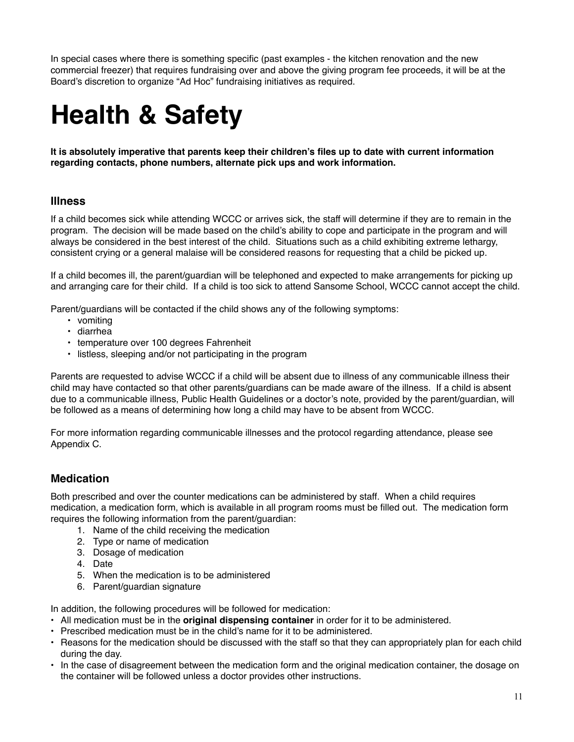In special cases where there is something specific (past examples - the kitchen renovation and the new commercial freezer) that requires fundraising over and above the giving program fee proceeds, it will be at the Board's discretion to organize "Ad Hoc" fundraising initiatives as required.

# Health & Safety

**It is absolutely imperative that parents keep their children's files up to date with current information regarding contacts, phone numbers, alternate pick ups and work information.**

### Illness

If a child becomes sick while attending WCCC or arrives sick, the staff will determine if they are to remain in the program. The decision will be made based on the child's ability to cope and participate in the program and will always be considered in the best interest of the child. Situations such as a child exhibiting extreme lethargy, consistent crying or a general malaise will be considered reasons for requesting that a child be picked up.

If a child becomes ill, the parent/guardian will be telephoned and expected to make arrangements for picking up and arranging care for their child. If a child is too sick to attend Sansome School, WCCC cannot accept the child.

Parent/guardians will be contacted if the child shows any of the following symptoms:

- vomiting
- diarrhea
- temperature over 100 degrees Fahrenheit
- listless, sleeping and/or not participating in the program

Parents are requested to advise WCCC if a child will be absent due to illness of any communicable illness their child may have contacted so that other parents/guardians can be made aware of the illness. If a child is absent due to a communicable illness, Public Health Guidelines or a doctor's note, provided by the parent/guardian, will be followed as a means of determining how long a child may have to be absent from WCCC.

For more information regarding communicable illnesses and the protocol regarding attendance, please see Appendix C.

### Medication

Both prescribed and over the counter medications can be administered by staff. When a child requires medication, a medication form, which is available in all program rooms must be filled out. The medication form requires the following information from the parent/guardian:

1. Name of the child receiving the medication
2. Type or name of medication
3. Dosage of medication
4. Date
5. When the medication is to be administered
6. Parent/guardian signature

In addition, the following procedures will be followed for medication:

- All medication must be in the **original dispensing container** in order for it to be administered.
- Prescribed medication must be in the child's name for it to be administered.
- Reasons for the medication should be discussed with the staff so that they can appropriately plan for each child during the day.
- In the case of disagreement between the medication form and the original medication container, the dosage on the container will be followed unless a doctor provides other instructions.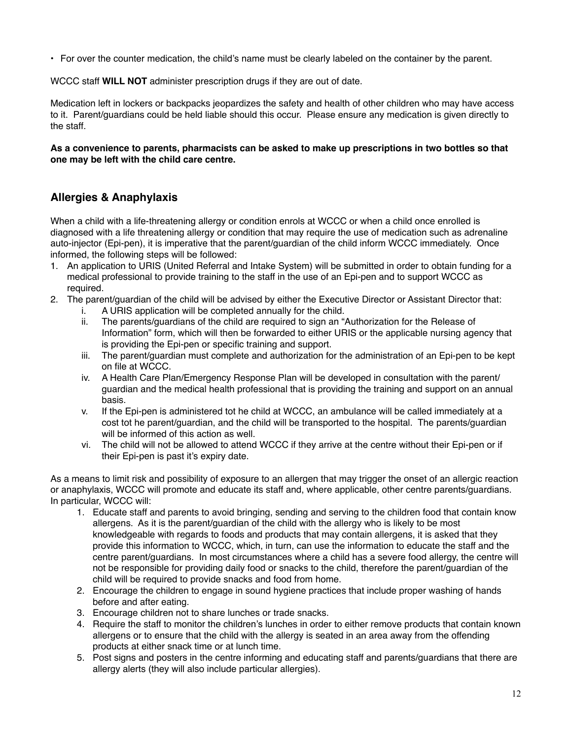- For over the counter medication, the child's name must be clearly labeled on the container by the parent.

WCCC staff **WILL NOT** administer prescription drugs if they are out of date.

Medication left in lockers or backpacks jeopardizes the safety and health of other children who may have access to it. Parent/guardians could be held liable should this occur. Please ensure any medication is given directly to the staff.

**As a convenience to parents, pharmacists can be asked to make up prescriptions in two bottles so that one may be left with the child care centre.**

## Allergies & Anaphylaxis

When a child with a life-threatening allergy or condition enrols at WCCC or when a child once enrolled is diagnosed with a life threatening allergy or condition that may require the use of medication such as adrenaline auto-injector (Epi-pen), it is imperative that the parent/guardian of the child inform WCCC immediately. Once informed, the following steps will be followed:

1. An application to URIS (United Referral and Intake System) will be submitted in order to obtain funding for a medical professional to provide training to the staff in the use of an Epi-pen and to support WCCC as required.
2. The parent/guardian of the child will be advised by either the Executive Director or Assistant Director that:
   i. A URIS application will be completed annually for the child.
   ii. The parents/guardians of the child are required to sign an "Authorization for the Release of Information" form, which will then be forwarded to either URIS or the applicable nursing agency that is providing the Epi-pen or specific training and support.
   iii. The parent/guardian must complete and authorization for the administration of an Epi-pen to be kept on file at WCCC.
   iv. A Health Care Plan/Emergency Response Plan will be developed in consultation with the parent/guardian and the medical health professional that is providing the training and support on an annual basis.
   v. If the Epi-pen is administered tot he child at WCCC, an ambulance will be called immediately at a cost tot he parent/guardian, and the child will be transported to the hospital. The parents/guardian will be informed of this action as well.
   vi. The child will not be allowed to attend WCCC if they arrive at the centre without their Epi-pen or if their Epi-pen is past it's expiry date.

As a means to limit risk and possibility of exposure to an allergen that may trigger the onset of an allergic reaction or anaphylaxis, WCCC will promote and educate its staff and, where applicable, other centre parents/guardians. In particular, WCCC will:

1. Educate staff and parents to avoid bringing, sending and serving to the children food that contain know allergens. As it is the parent/guardian of the child with the allergy who is likely to be most knowledgeable with regards to foods and products that may contain allergens, it is asked that they provide this information to WCCC, which, in turn, can use the information to educate the staff and the centre parent/guardians. In most circumstances where a child has a severe food allergy, the centre will not be responsible for providing daily food or snacks to the child, therefore the parent/guardian of the child will be required to provide snacks and food from home.
2. Encourage the children to engage in sound hygiene practices that include proper washing of hands before and after eating.
3. Encourage children not to share lunches or trade snacks.
4. Require the staff to monitor the children's lunches in order to either remove products that contain known allergens or to ensure that the child with the allergy is seated in an area away from the offending products at either snack time or at lunch time.
5. Post signs and posters in the centre informing and educating staff and parents/guardians that there are allergy alerts (they will also include particular allergies).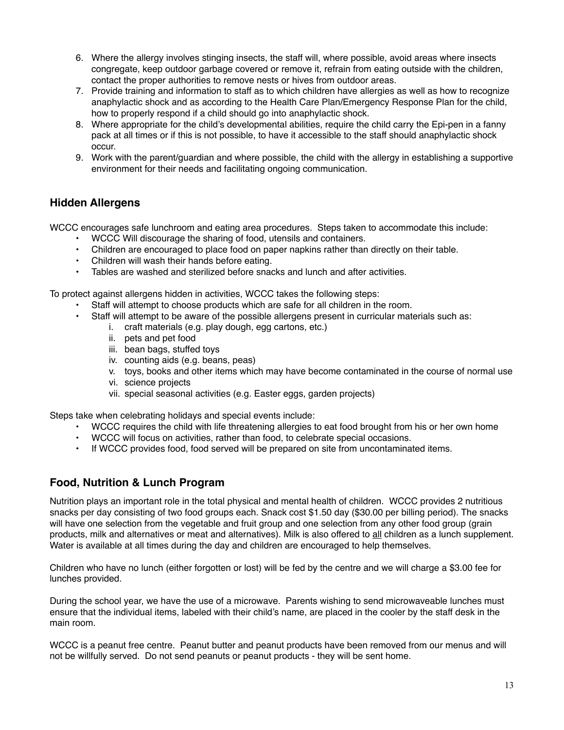6. Where the allergy involves stinging insects, the staff will, where possible, avoid areas where insects congregate, keep outdoor garbage covered or remove it, refrain from eating outside with the children, contact the proper authorities to remove nests or hives from outdoor areas.
7. Provide training and information to staff as to which children have allergies as well as how to recognize anaphylactic shock and as according to the Health Care Plan/Emergency Response Plan for the child, how to properly respond if a child should go into anaphylactic shock.
8. Where appropriate for the child's developmental abilities, require the child carry the Epi-pen in a fanny pack at all times or if this is not possible, to have it accessible to the staff should anaphylactic shock occur.
9. Work with the parent/guardian and where possible, the child with the allergy in establishing a supportive environment for their needs and facilitating ongoing communication.

## Hidden Allergens

WCCC encourages safe lunchroom and eating area procedures. Steps taken to accommodate this include:

- WCCC Will discourage the sharing of food, utensils and containers.
- Children are encouraged to place food on paper napkins rather than directly on their table.
- Children will wash their hands before eating.
- Tables are washed and sterilized before snacks and lunch and after activities.

To protect against allergens hidden in activities, WCCC takes the following steps:

- Staff will attempt to choose products which are safe for all children in the room.
- Staff will attempt to be aware of the possible allergens present in curricular materials such as:
    i. craft materials (e.g. play dough, egg cartons, etc.)
    ii. pets and pet food
    iii. bean bags, stuffed toys
    iv. counting aids (e.g. beans, peas)
    v. toys, books and other items which may have become contaminated in the course of normal use
    vi. science projects
    vii. special seasonal activities (e.g. Easter eggs, garden projects)

Steps take when celebrating holidays and special events include:

- WCCC requires the child with life threatening allergies to eat food brought from his or her own home
- WCCC will focus on activities, rather than food, to celebrate special occasions.
- If WCCC provides food, food served will be prepared on site from uncontaminated items.

## Food, Nutrition & Lunch Program

Nutrition plays an important role in the total physical and mental health of children. WCCC provides 2 nutritious snacks per day consisting of two food groups each. Snack cost $1.50 day ($30.00 per billing period). The snacks will have one selection from the vegetable and fruit group and one selection from any other food group (grain products, milk and alternatives or meat and alternatives). Milk is also offered to <u>all</u> children as a lunch supplement. Water is available at all times during the day and children are encouraged to help themselves.

Children who have no lunch (either forgotten or lost) will be fed by the centre and we will charge a $3.00 fee for lunches provided.

During the school year, we have the use of a microwave. Parents wishing to send microwaveable lunches must ensure that the individual items, labeled with their child's name, are placed in the cooler by the staff desk in the main room.

WCCC is a peanut free centre. Peanut butter and peanut products have been removed from our menus and will not be willfully served. Do not send peanuts or peanut products - they will be sent home.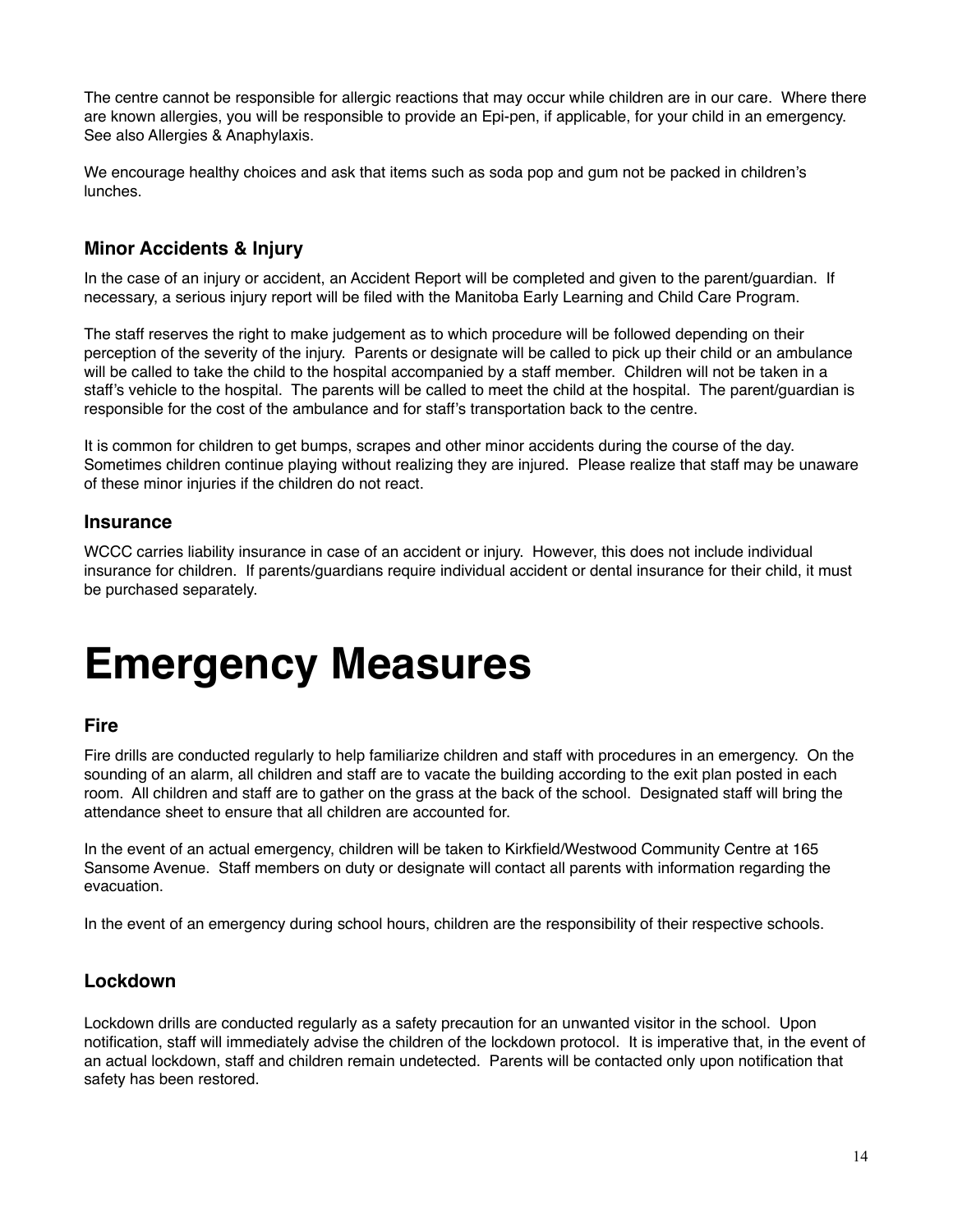The centre cannot be responsible for allergic reactions that may occur while children are in our care. Where there are known allergies, you will be responsible to provide an Epi-pen, if applicable, for your child in an emergency. See also Allergies & Anaphylaxis.

We encourage healthy choices and ask that items such as soda pop and gum not be packed in children's lunches.

### Minor Accidents & Injury

In the case of an injury or accident, an Accident Report will be completed and given to the parent/guardian. If necessary, a serious injury report will be filed with the Manitoba Early Learning and Child Care Program.

The staff reserves the right to make judgement as to which procedure will be followed depending on their perception of the severity of the injury. Parents or designate will be called to pick up their child or an ambulance will be called to take the child to the hospital accompanied by a staff member. Children will not be taken in a staff's vehicle to the hospital. The parents will be called to meet the child at the hospital. The parent/guardian is responsible for the cost of the ambulance and for staff's transportation back to the centre.

It is common for children to get bumps, scrapes and other minor accidents during the course of the day. Sometimes children continue playing without realizing they are injured. Please realize that staff may be unaware of these minor injuries if the children do not react.

### Insurance

WCCC carries liability insurance in case of an accident or injury. However, this does not include individual insurance for children. If parents/guardians require individual accident or dental insurance for their child, it must be purchased separately.

# Emergency Measures

### Fire

Fire drills are conducted regularly to help familiarize children and staff with procedures in an emergency. On the sounding of an alarm, all children and staff are to vacate the building according to the exit plan posted in each room. All children and staff are to gather on the grass at the back of the school. Designated staff will bring the attendance sheet to ensure that all children are accounted for.

In the event of an actual emergency, children will be taken to Kirkfield/Westwood Community Centre at 165 Sansome Avenue. Staff members on duty or designate will contact all parents with information regarding the evacuation.

In the event of an emergency during school hours, children are the responsibility of their respective schools.

### Lockdown

Lockdown drills are conducted regularly as a safety precaution for an unwanted visitor in the school. Upon notification, staff will immediately advise the children of the lockdown protocol. It is imperative that, in the event of an actual lockdown, staff and children remain undetected. Parents will be contacted only upon notification that safety has been restored.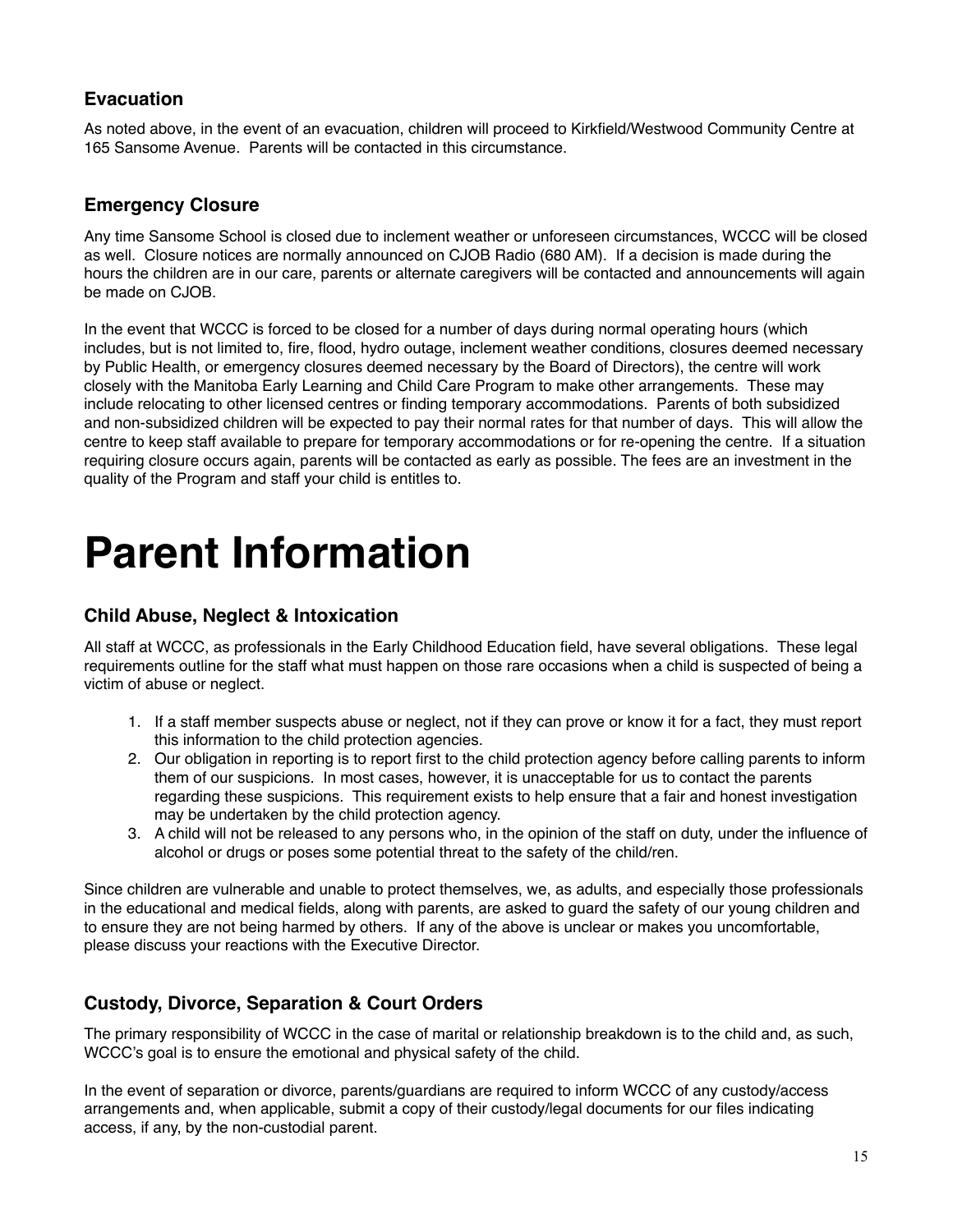### Evacuation

As noted above, in the event of an evacuation, children will proceed to Kirkfield/Westwood Community Centre at 165 Sansome Avenue. Parents will be contacted in this circumstance.

### Emergency Closure

Any time Sansome School is closed due to inclement weather or unforeseen circumstances, WCCC will be closed as well. Closure notices are normally announced on CJOB Radio (680 AM). If a decision is made during the hours the children are in our care, parents or alternate caregivers will be contacted and announcements will again be made on CJOB.

In the event that WCCC is forced to be closed for a number of days during normal operating hours (which includes, but is not limited to, fire, flood, hydro outage, inclement weather conditions, closures deemed necessary by Public Health, or emergency closures deemed necessary by the Board of Directors), the centre will work closely with the Manitoba Early Learning and Child Care Program to make other arrangements. These may include relocating to other licensed centres or finding temporary accommodations. Parents of both subsidized and non-subsidized children will be expected to pay their normal rates for that number of days. This will allow the centre to keep staff available to prepare for temporary accommodations or for re-opening the centre. If a situation requiring closure occurs again, parents will be contacted as early as possible. The fees are an investment in the quality of the Program and staff your child is entitles to.

# Parent Information

### Child Abuse, Neglect & Intoxication

All staff at WCCC, as professionals in the Early Childhood Education field, have several obligations. These legal requirements outline for the staff what must happen on those rare occasions when a child is suspected of being a victim of abuse or neglect.

1. If a staff member suspects abuse or neglect, not if they can prove or know it for a fact, they must report this information to the child protection agencies.
2. Our obligation in reporting is to report first to the child protection agency before calling parents to inform them of our suspicions. In most cases, however, it is unacceptable for us to contact the parents regarding these suspicions. This requirement exists to help ensure that a fair and honest investigation may be undertaken by the child protection agency.
3. A child will not be released to any persons who, in the opinion of the staff on duty, under the influence of alcohol or drugs or poses some potential threat to the safety of the child/ren.

Since children are vulnerable and unable to protect themselves, we, as adults, and especially those professionals in the educational and medical fields, along with parents, are asked to guard the safety of our young children and to ensure they are not being harmed by others. If any of the above is unclear or makes you uncomfortable, please discuss your reactions with the Executive Director.

### Custody, Divorce, Separation & Court Orders

The primary responsibility of WCCC in the case of marital or relationship breakdown is to the child and, as such, WCCC's goal is to ensure the emotional and physical safety of the child.

In the event of separation or divorce, parents/guardians are required to inform WCCC of any custody/access arrangements and, when applicable, submit a copy of their custody/legal documents for our files indicating access, if any, by the non-custodial parent.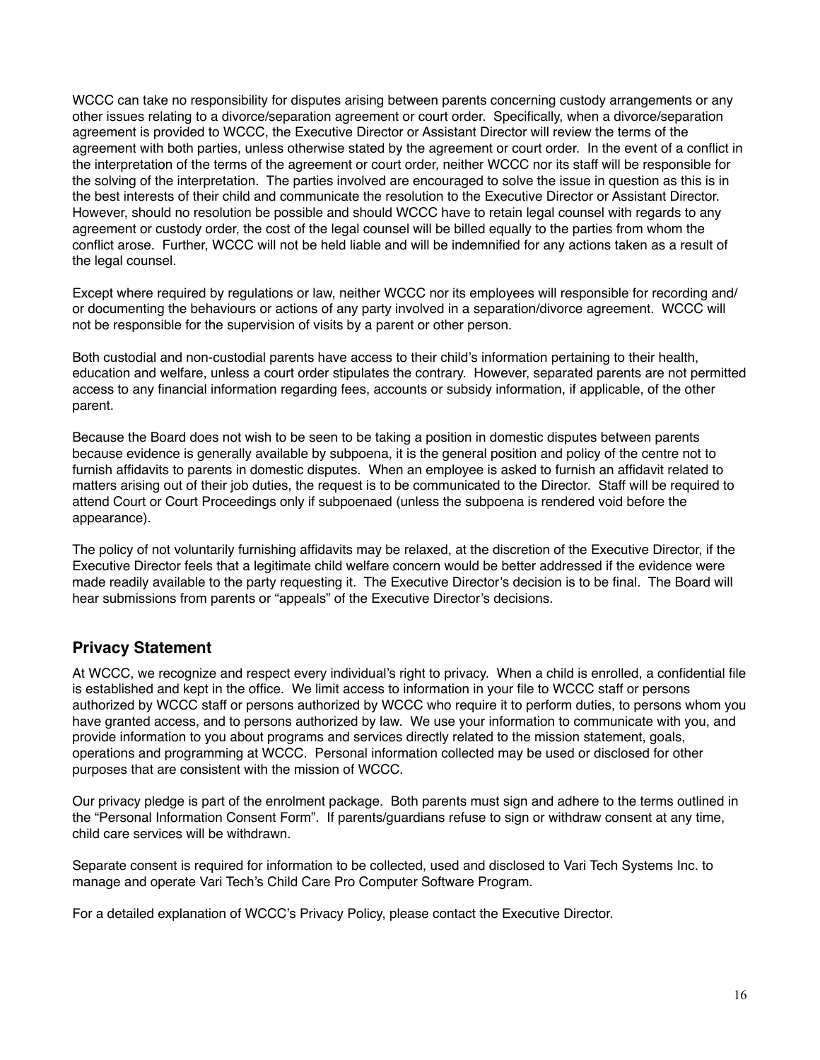WCCC can take no responsibility for disputes arising between parents concerning custody arrangements or any other issues relating to a divorce/separation agreement or court order. Specifically, when a divorce/separation agreement is provided to WCCC, the Executive Director or Assistant Director will review the terms of the agreement with both parties, unless otherwise stated by the agreement or court order. In the event of a conflict in the interpretation of the terms of the agreement or court order, neither WCCC nor its staff will be responsible for the solving of the interpretation. The parties involved are encouraged to solve the issue in question as this is in the best interests of their child and communicate the resolution to the Executive Director or Assistant Director. However, should no resolution be possible and should WCCC have to retain legal counsel with regards to any agreement or custody order, the cost of the legal counsel will be billed equally to the parties from whom the conflict arose. Further, WCCC will not be held liable and will be indemnified for any actions taken as a result of the legal counsel.

Except where required by regulations or law, neither WCCC nor its employees will responsible for recording and/or documenting the behaviours or actions of any party involved in a separation/divorce agreement. WCCC will not be responsible for the supervision of visits by a parent or other person.

Both custodial and non-custodial parents have access to their child's information pertaining to their health, education and welfare, unless a court order stipulates the contrary. However, separated parents are not permitted access to any financial information regarding fees, accounts or subsidy information, if applicable, of the other parent.

Because the Board does not wish to be seen to be taking a position in domestic disputes between parents because evidence is generally available by subpoena, it is the general position and policy of the centre not to furnish affidavits to parents in domestic disputes. When an employee is asked to furnish an affidavit related to matters arising out of their job duties, the request is to be communicated to the Director. Staff will be required to attend Court or Court Proceedings only if subpoenaed (unless the subpoena is rendered void before the appearance).

The policy of not voluntarily furnishing affidavits may be relaxed, at the discretion of the Executive Director, if the Executive Director feels that a legitimate child welfare concern would be better addressed if the evidence were made readily available to the party requesting it. The Executive Director's decision is to be final. The Board will hear submissions from parents or "appeals" of the Executive Director's decisions.

## Privacy Statement

At WCCC, we recognize and respect every individual's right to privacy. When a child is enrolled, a confidential file is established and kept in the office. We limit access to information in your file to WCCC staff or persons authorized by WCCC staff or persons authorized by WCCC who require it to perform duties, to persons whom you have granted access, and to persons authorized by law. We use your information to communicate with you, and provide information to you about programs and services directly related to the mission statement, goals, operations and programming at WCCC. Personal information collected may be used or disclosed for other purposes that are consistent with the mission of WCCC.

Our privacy pledge is part of the enrolment package. Both parents must sign and adhere to the terms outlined in the "Personal Information Consent Form". If parents/guardians refuse to sign or withdraw consent at any time, child care services will be withdrawn.

Separate consent is required for information to be collected, used and disclosed to Vari Tech Systems Inc. to manage and operate Vari Tech's Child Care Pro Computer Software Program.

For a detailed explanation of WCCC's Privacy Policy, please contact the Executive Director.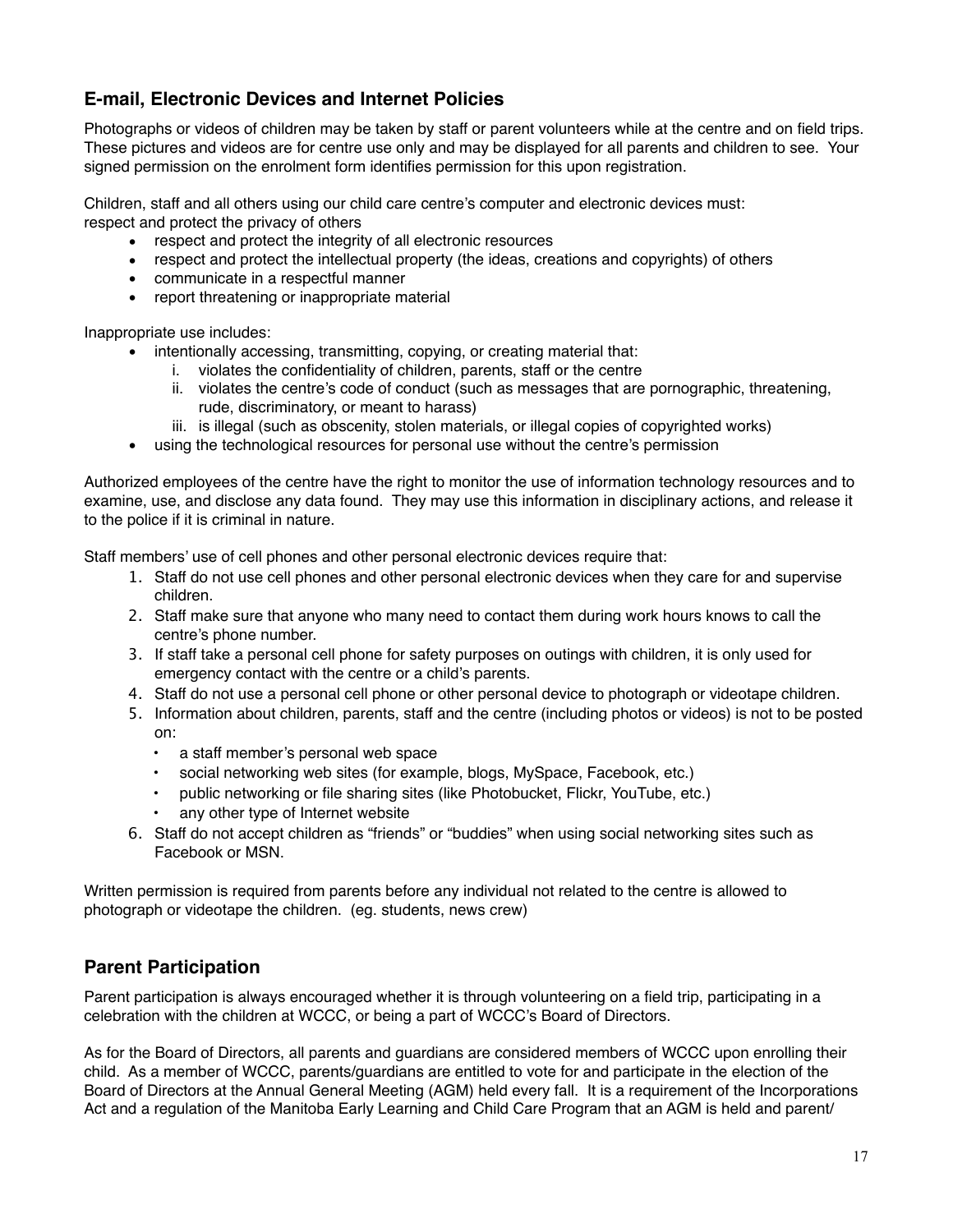## E-mail, Electronic Devices and Internet Policies

Photographs or videos of children may be taken by staff or parent volunteers while at the centre and on field trips. These pictures and videos are for centre use only and may be displayed for all parents and children to see. Your signed permission on the enrolment form identifies permission for this upon registration.

Children, staff and all others using our child care centre's computer and electronic devices must:
respect and protect the privacy of others

- respect and protect the integrity of all electronic resources
- respect and protect the intellectual property (the ideas, creations and copyrights) of others
- communicate in a respectful manner
- report threatening or inappropriate material

Inappropriate use includes:

- intentionally accessing, transmitting, copying, or creating material that:
    i. violates the confidentiality of children, parents, staff or the centre
    ii. violates the centre's code of conduct (such as messages that are pornographic, threatening, rude, discriminatory, or meant to harass)
    iii. is illegal (such as obscenity, stolen materials, or illegal copies of copyrighted works)
- using the technological resources for personal use without the centre's permission

Authorized employees of the centre have the right to monitor the use of information technology resources and to examine, use, and disclose any data found. They may use this information in disciplinary actions, and release it to the police if it is criminal in nature.

Staff members' use of cell phones and other personal electronic devices require that:

1. Staff do not use cell phones and other personal electronic devices when they care for and supervise children.
2. Staff make sure that anyone who many need to contact them during work hours knows to call the centre's phone number.
3. If staff take a personal cell phone for safety purposes on outings with children, it is only used for emergency contact with the centre or a child's parents.
4. Staff do not use a personal cell phone or other personal device to photograph or videotape children.
5. Information about children, parents, staff and the centre (including photos or videos) is not to be posted on:
    - a staff member's personal web space
    - social networking web sites (for example, blogs, MySpace, Facebook, etc.)
    - public networking or file sharing sites (like Photobucket, Flickr, YouTube, etc.)
    - any other type of Internet website
6. Staff do not accept children as "friends" or "buddies" when using social networking sites such as Facebook or MSN.

Written permission is required from parents before any individual not related to the centre is allowed to photograph or videotape the children. (eg. students, news crew)

## Parent Participation

Parent participation is always encouraged whether it is through volunteering on a field trip, participating in a celebration with the children at WCCC, or being a part of WCCC's Board of Directors.

As for the Board of Directors, all parents and guardians are considered members of WCCC upon enrolling their child. As a member of WCCC, parents/guardians are entitled to vote for and participate in the election of the Board of Directors at the Annual General Meeting (AGM) held every fall. It is a requirement of the Incorporations Act and a regulation of the Manitoba Early Learning and Child Care Program that an AGM is held and parent/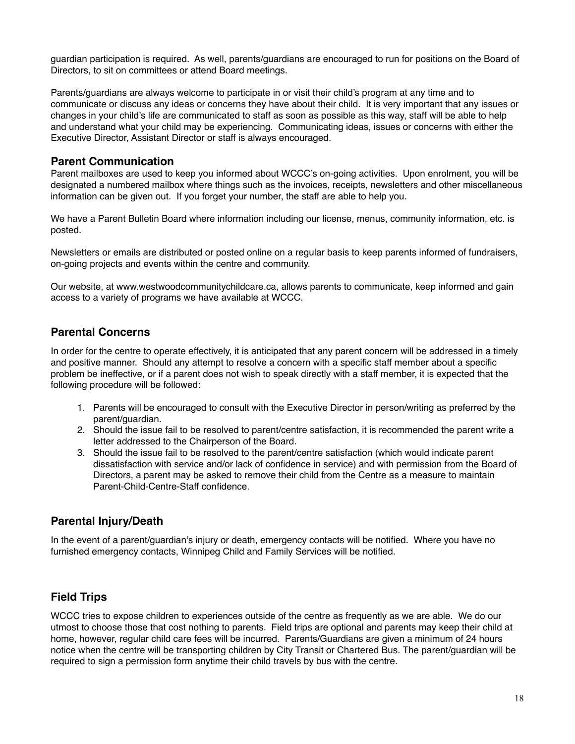guardian participation is required. As well, parents/guardians are encouraged to run for positions on the Board of Directors, to sit on committees or attend Board meetings.

Parents/guardians are always welcome to participate in or visit their child's program at any time and to communicate or discuss any ideas or concerns they have about their child. It is very important that any issues or changes in your child's life are communicated to staff as soon as possible as this way, staff will be able to help and understand what your child may be experiencing. Communicating ideas, issues or concerns with either the Executive Director, Assistant Director or staff is always encouraged.

## Parent Communication

Parent mailboxes are used to keep you informed about WCCC's on-going activities. Upon enrolment, you will be designated a numbered mailbox where things such as the invoices, receipts, newsletters and other miscellaneous information can be given out. If you forget your number, the staff are able to help you.

We have a Parent Bulletin Board where information including our license, menus, community information, etc. is posted.

Newsletters or emails are distributed or posted online on a regular basis to keep parents informed of fundraisers, on-going projects and events within the centre and community.

Our website, at www.westwoodcommunitychildcare.ca, allows parents to communicate, keep informed and gain access to a variety of programs we have available at WCCC.

## Parental Concerns

In order for the centre to operate effectively, it is anticipated that any parent concern will be addressed in a timely and positive manner. Should any attempt to resolve a concern with a specific staff member about a specific problem be ineffective, or if a parent does not wish to speak directly with a staff member, it is expected that the following procedure will be followed:

1. Parents will be encouraged to consult with the Executive Director in person/writing as preferred by the parent/guardian.
2. Should the issue fail to be resolved to parent/centre satisfaction, it is recommended the parent write a letter addressed to the Chairperson of the Board.
3. Should the issue fail to be resolved to the parent/centre satisfaction (which would indicate parent dissatisfaction with service and/or lack of confidence in service) and with permission from the Board of Directors, a parent may be asked to remove their child from the Centre as a measure to maintain Parent-Child-Centre-Staff confidence.

## Parental Injury/Death

In the event of a parent/guardian's injury or death, emergency contacts will be notified. Where you have no furnished emergency contacts, Winnipeg Child and Family Services will be notified.

## Field Trips

WCCC tries to expose children to experiences outside of the centre as frequently as we are able. We do our utmost to choose those that cost nothing to parents. Field trips are optional and parents may keep their child at home, however, regular child care fees will be incurred. Parents/Guardians are given a minimum of 24 hours notice when the centre will be transporting children by City Transit or Chartered Bus. The parent/guardian will be required to sign a permission form anytime their child travels by bus with the centre.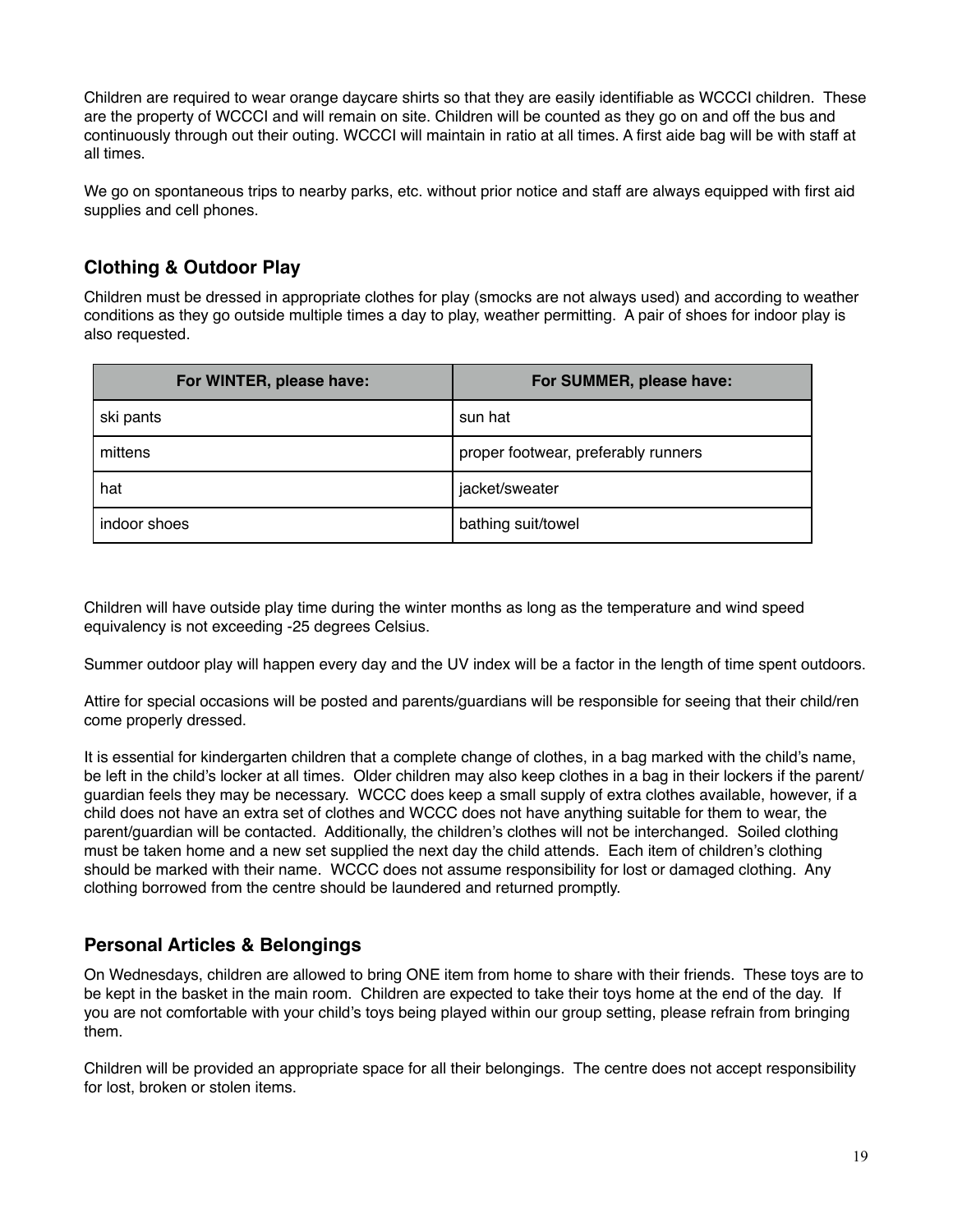Children are required to wear orange daycare shirts so that they are easily identifiable as WCCCI children. These are the property of WCCCI and will remain on site. Children will be counted as they go on and off the bus and continuously through out their outing. WCCCI will maintain in ratio at all times. A first aide bag will be with staff at all times.

We go on spontaneous trips to nearby parks, etc. without prior notice and staff are always equipped with first aid supplies and cell phones.

## Clothing & Outdoor Play

Children must be dressed in appropriate clothes for play (smocks are not always used) and according to weather conditions as they go outside multiple times a day to play, weather permitting. A pair of shoes for indoor play is also requested.

| For WINTER, please have: | For SUMMER, please have: |
|---|---|
| ski pants | sun hat |
| mittens | proper footwear, preferably runners |
| hat | jacket/sweater |
| indoor shoes | bathing suit/towel |

Children will have outside play time during the winter months as long as the temperature and wind speed equivalency is not exceeding -25 degrees Celsius.

Summer outdoor play will happen every day and the UV index will be a factor in the length of time spent outdoors.

Attire for special occasions will be posted and parents/guardians will be responsible for seeing that their child/ren come properly dressed.

It is essential for kindergarten children that a complete change of clothes, in a bag marked with the child's name, be left in the child's locker at all times. Older children may also keep clothes in a bag in their lockers if the parent/guardian feels they may be necessary. WCCC does keep a small supply of extra clothes available, however, if a child does not have an extra set of clothes and WCCC does not have anything suitable for them to wear, the parent/guardian will be contacted. Additionally, the children's clothes will not be interchanged. Soiled clothing must be taken home and a new set supplied the next day the child attends. Each item of children's clothing should be marked with their name. WCCC does not assume responsibility for lost or damaged clothing. Any clothing borrowed from the centre should be laundered and returned promptly.

## Personal Articles & Belongings

On Wednesdays, children are allowed to bring ONE item from home to share with their friends. These toys are to be kept in the basket in the main room. Children are expected to take their toys home at the end of the day. If you are not comfortable with your child's toys being played within our group setting, please refrain from bringing them.

Children will be provided an appropriate space for all their belongings. The centre does not accept responsibility for lost, broken or stolen items.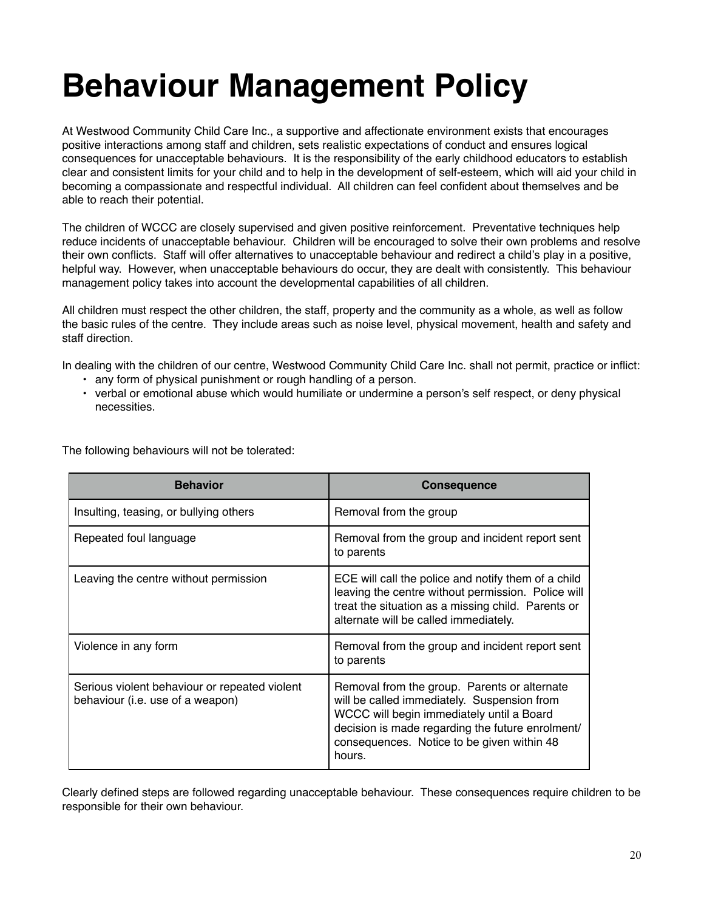# Behaviour Management Policy

At Westwood Community Child Care Inc., a supportive and affectionate environment exists that encourages positive interactions among staff and children, sets realistic expectations of conduct and ensures logical consequences for unacceptable behaviours. It is the responsibility of the early childhood educators to establish clear and consistent limits for your child and to help in the development of self-esteem, which will aid your child in becoming a compassionate and respectful individual. All children can feel confident about themselves and be able to reach their potential.

The children of WCCC are closely supervised and given positive reinforcement. Preventative techniques help reduce incidents of unacceptable behaviour. Children will be encouraged to solve their own problems and resolve their own conflicts. Staff will offer alternatives to unacceptable behaviour and redirect a child's play in a positive, helpful way. However, when unacceptable behaviours do occur, they are dealt with consistently. This behaviour management policy takes into account the developmental capabilities of all children.

All children must respect the other children, the staff, property and the community as a whole, as well as follow the basic rules of the centre. They include areas such as noise level, physical movement, health and safety and staff direction.

In dealing with the children of our centre, Westwood Community Child Care Inc. shall not permit, practice or inflict:

- any form of physical punishment or rough handling of a person.
- verbal or emotional abuse which would humiliate or undermine a person's self respect, or deny physical necessities.

The following behaviours will not be tolerated:

| Behavior | Consequence |
|---|---|
| Insulting, teasing, or bullying others | Removal from the group |
| Repeated foul language | Removal from the group and incident report sent to parents |
| Leaving the centre without permission | ECE will call the police and notify them of a child leaving the centre without permission. Police will treat the situation as a missing child. Parents or alternate will be called immediately. |
| Violence in any form | Removal from the group and incident report sent to parents |
| Serious violent behaviour or repeated violent behaviour (i.e. use of a weapon) | Removal from the group. Parents or alternate will be called immediately. Suspension from WCCC will begin immediately until a Board decision is made regarding the future enrolment/ consequences. Notice to be given within 48 hours. |

Clearly defined steps are followed regarding unacceptable behaviour. These consequences require children to be responsible for their own behaviour.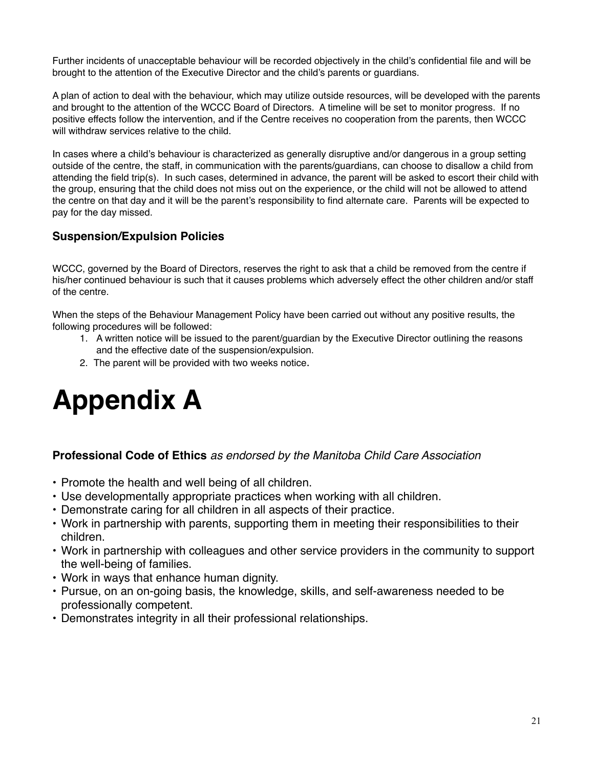Further incidents of unacceptable behaviour will be recorded objectively in the child's confidential file and will be brought to the attention of the Executive Director and the child's parents or guardians.

A plan of action to deal with the behaviour, which may utilize outside resources, will be developed with the parents and brought to the attention of the WCCC Board of Directors. A timeline will be set to monitor progress. If no positive effects follow the intervention, and if the Centre receives no cooperation from the parents, then WCCC will withdraw services relative to the child.

In cases where a child's behaviour is characterized as generally disruptive and/or dangerous in a group setting outside of the centre, the staff, in communication with the parents/guardians, can choose to disallow a child from attending the field trip(s). In such cases, determined in advance, the parent will be asked to escort their child with the group, ensuring that the child does not miss out on the experience, or the child will not be allowed to attend the centre on that day and it will be the parent's responsibility to find alternate care. Parents will be expected to pay for the day missed.

### Suspension/Expulsion Policies

WCCC, governed by the Board of Directors, reserves the right to ask that a child be removed from the centre if his/her continued behaviour is such that it causes problems which adversely effect the other children and/or staff of the centre.

When the steps of the Behaviour Management Policy have been carried out without any positive results, the following procedures will be followed:

1. A written notice will be issued to the parent/guardian by the Executive Director outlining the reasons and the effective date of the suspension/expulsion.
2. The parent will be provided with two weeks notice.

# Appendix A

### Professional Code of Ethics *as endorsed by the Manitoba Child Care Association*

- Promote the health and well being of all children.
- Use developmentally appropriate practices when working with all children.
- Demonstrate caring for all children in all aspects of their practice.
- Work in partnership with parents, supporting them in meeting their responsibilities to their children.
- Work in partnership with colleagues and other service providers in the community to support the well-being of families.
- Work in ways that enhance human dignity.
- Pursue, on an on-going basis, the knowledge, skills, and self-awareness needed to be professionally competent.
- Demonstrates integrity in all their professional relationships.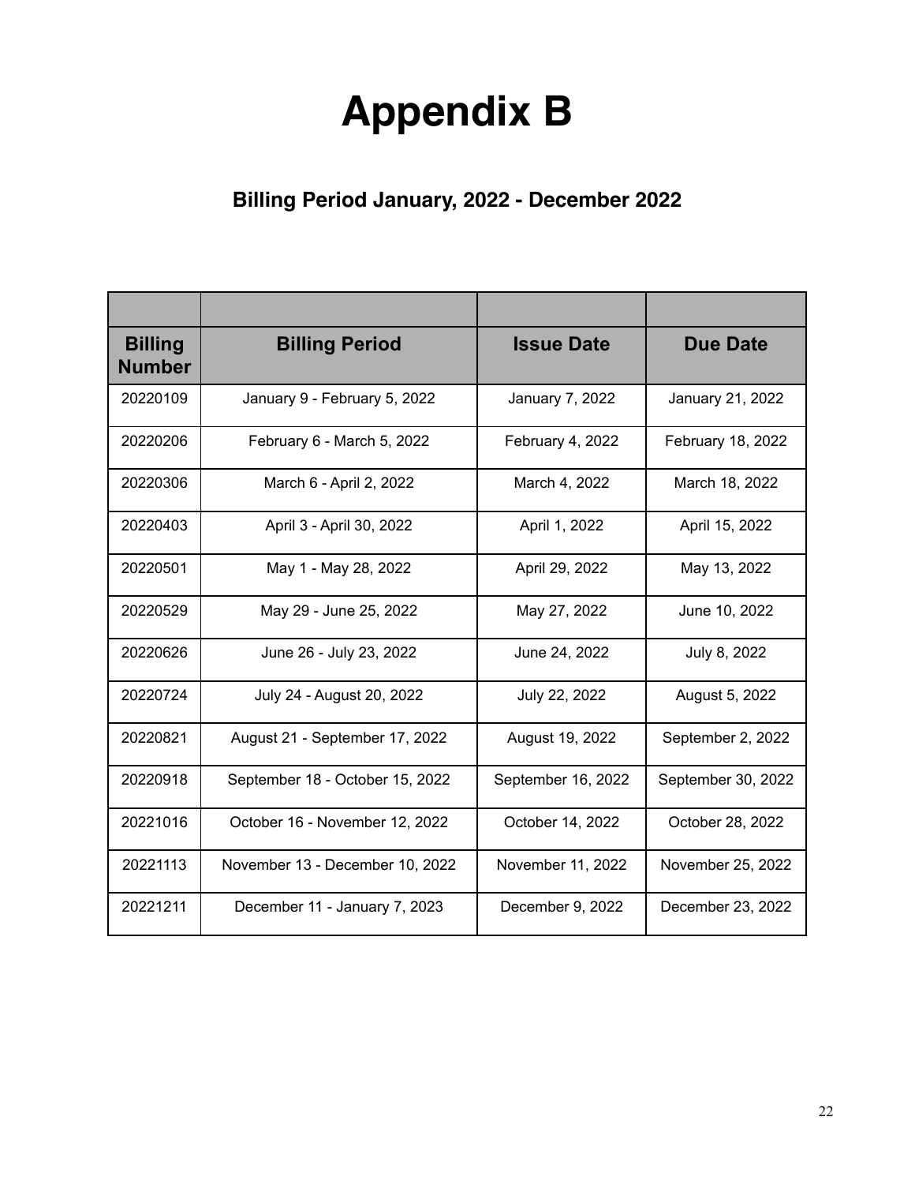# Appendix B

### Billing Period January, 2022 - December 2022

| Billing Number | Billing Period | Issue Date | Due Date |
|---|---|---|---|
| 20220109 | January 9 - February 5, 2022 | January 7, 2022 | January 21, 2022 |
| 20220206 | February 6 - March 5, 2022 | February 4, 2022 | February 18, 2022 |
| 20220306 | March 6 - April 2, 2022 | March 4, 2022 | March 18, 2022 |
| 20220403 | April 3 - April 30, 2022 | April 1, 2022 | April 15, 2022 |
| 20220501 | May 1 - May 28, 2022 | April 29, 2022 | May 13, 2022 |
| 20220529 | May 29 - June 25, 2022 | May 27, 2022 | June 10, 2022 |
| 20220626 | June 26 - July 23, 2022 | June 24, 2022 | July 8, 2022 |
| 20220724 | July 24 - August 20, 2022 | July 22, 2022 | August 5, 2022 |
| 20220821 | August 21 - September 17, 2022 | August 19, 2022 | September 2, 2022 |
| 20220918 | September 18 - October 15, 2022 | September 16, 2022 | September 30, 2022 |
| 20221016 | October 16 - November 12, 2022 | October 14, 2022 | October 28, 2022 |
| 20221113 | November 13 - December 10, 2022 | November 11, 2022 | November 25, 2022 |
| 20221211 | December 11 - January 7, 2023 | December 9, 2022 | December 23, 2022 |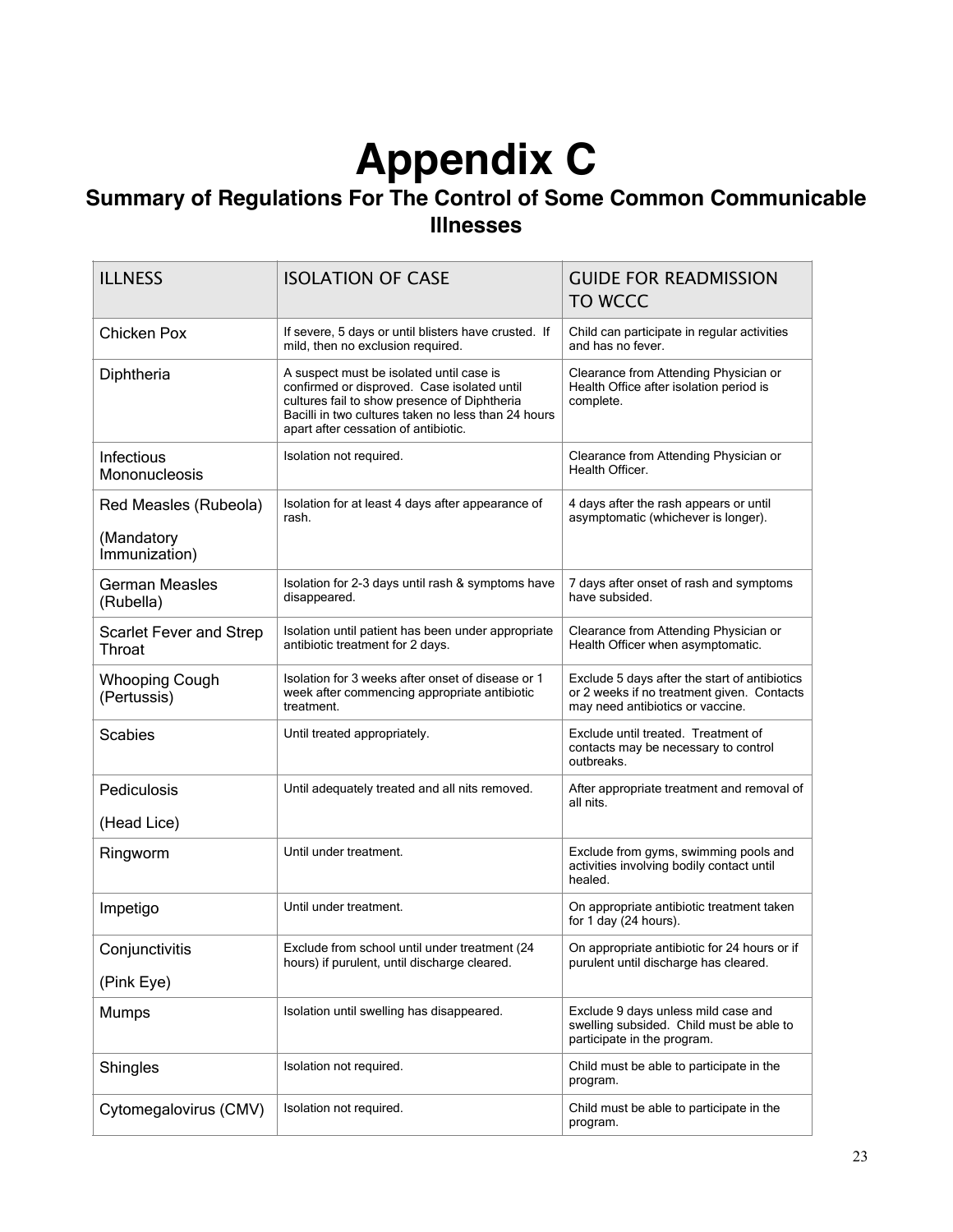# Appendix C

## Summary of Regulations For The Control of Some Common Communicable Illnesses

| ILLNESS | ISOLATION OF CASE | GUIDE FOR READMISSION TO WCCC |
|---|---|---|
| Chicken Pox | If severe, 5 days or until blisters have crusted. If mild, then no exclusion required. | Child can participate in regular activities and has no fever. |
| Diphtheria | A suspect must be isolated until case is confirmed or disproved. Case isolated until cultures fail to show presence of Diphtheria Bacilli in two cultures taken no less than 24 hours apart after cessation of antibiotic. | Clearance from Attending Physician or Health Office after isolation period is complete. |
| Infectious Mononucleosis | Isolation not required. | Clearance from Attending Physician or Health Officer. |
| Red Measles (Rubeola)<br><br>(Mandatory Immunization) | Isolation for at least 4 days after appearance of rash. | 4 days after the rash appears or until asymptomatic (whichever is longer). |
| German Measles (Rubella) | Isolation for 2-3 days until rash & symptoms have disappeared. | 7 days after onset of rash and symptoms have subsided. |
| Scarlet Fever and Strep Throat | Isolation until patient has been under appropriate antibiotic treatment for 2 days. | Clearance from Attending Physician or Health Officer when asymptomatic. |
| Whooping Cough (Pertussis) | Isolation for 3 weeks after onset of disease or 1 week after commencing appropriate antibiotic treatment. | Exclude 5 days after the start of antibiotics or 2 weeks if no treatment given. Contacts may need antibiotics or vaccine. |
| Scabies | Until treated appropriately. | Exclude until treated. Treatment of contacts may be necessary to control outbreaks. |
| Pediculosis<br><br>(Head Lice) | Until adequately treated and all nits removed. | After appropriate treatment and removal of all nits. |
| Ringworm | Until under treatment. | Exclude from gyms, swimming pools and activities involving bodily contact until healed. |
| Impetigo | Until under treatment. | On appropriate antibiotic treatment taken for 1 day (24 hours). |
| Conjunctivitis<br><br>(Pink Eye) | Exclude from school until under treatment (24 hours) if purulent, until discharge cleared. | On appropriate antibiotic for 24 hours or if purulent until discharge has cleared. |
| Mumps | Isolation until swelling has disappeared. | Exclude 9 days unless mild case and swelling subsided. Child must be able to participate in the program. |
| Shingles | Isolation not required. | Child must be able to participate in the program. |
| Cytomegalovirus (CMV) | Isolation not required. | Child must be able to participate in the program. |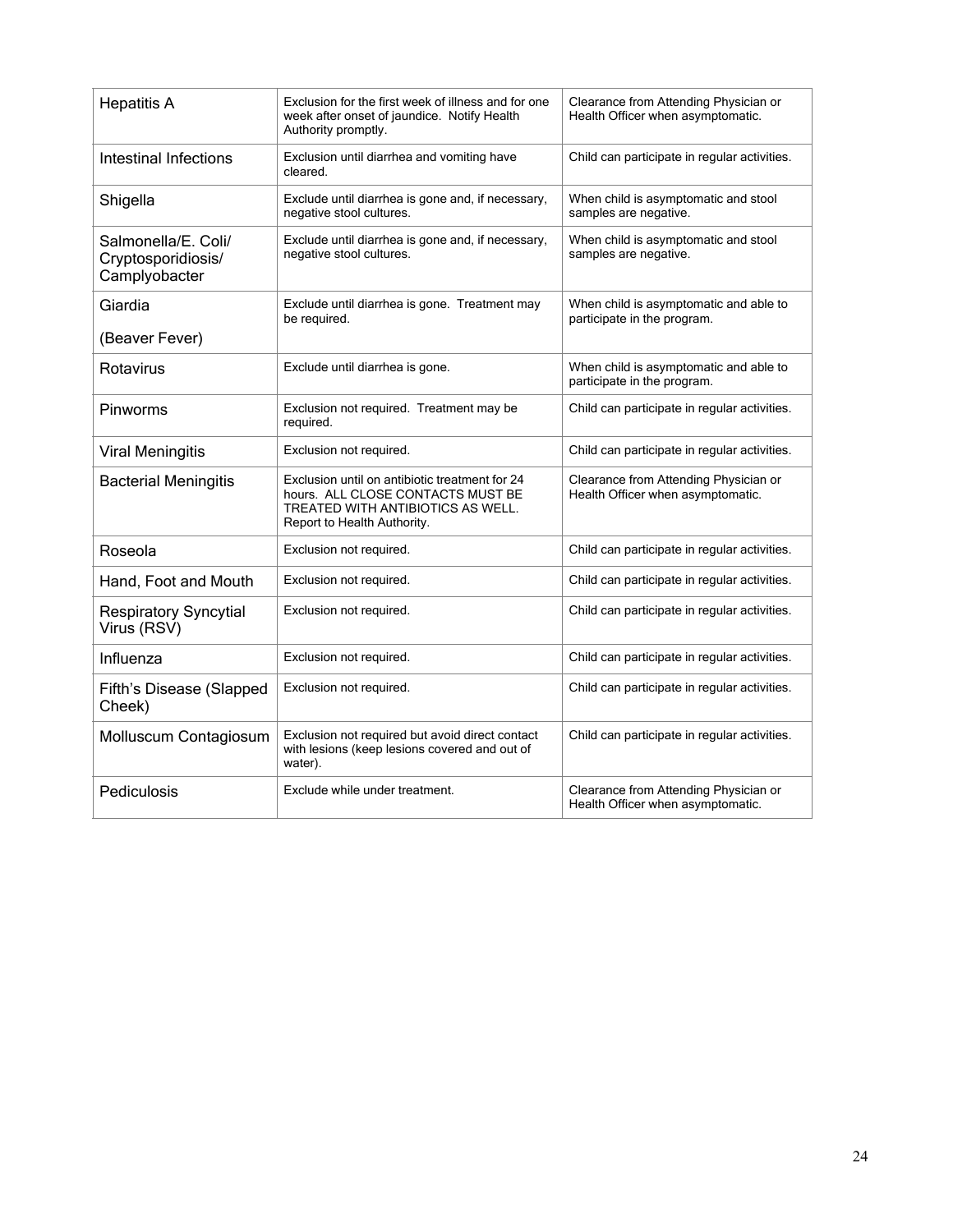| Hepatitis A | Exclusion for the first week of illness and for one week after onset of jaundice. Notify Health Authority promptly. | Clearance from Attending Physician or Health Officer when asymptomatic. |
|---|---|---|
| Intestinal Infections | Exclusion until diarrhea and vomiting have cleared. | Child can participate in regular activities. |
| Shigella | Exclude until diarrhea is gone and, if necessary, negative stool cultures. | When child is asymptomatic and stool samples are negative. |
| Salmonella/E. Coli/ Cryptosporidiosis/ Camplyobacter | Exclude until diarrhea is gone and, if necessary, negative stool cultures. | When child is asymptomatic and stool samples are negative. |
| Giardia<br><br>(Beaver Fever) | Exclude until diarrhea is gone. Treatment may be required. | When child is asymptomatic and able to participate in the program. |
| Rotavirus | Exclude until diarrhea is gone. | When child is asymptomatic and able to participate in the program. |
| Pinworms | Exclusion not required. Treatment may be required. | Child can participate in regular activities. |
| Viral Meningitis | Exclusion not required. | Child can participate in regular activities. |
| Bacterial Meningitis | Exclusion until on antibiotic treatment for 24 hours. ALL CLOSE CONTACTS MUST BE TREATED WITH ANTIBIOTICS AS WELL. Report to Health Authority. | Clearance from Attending Physician or Health Officer when asymptomatic. |
| Roseola | Exclusion not required. | Child can participate in regular activities. |
| Hand, Foot and Mouth | Exclusion not required. | Child can participate in regular activities. |
| Respiratory Syncytial Virus (RSV) | Exclusion not required. | Child can participate in regular activities. |
| Influenza | Exclusion not required. | Child can participate in regular activities. |
| Fifth's Disease (Slapped Cheek) | Exclusion not required. | Child can participate in regular activities. |
| Molluscum Contagiosum | Exclusion not required but avoid direct contact with lesions (keep lesions covered and out of water). | Child can participate in regular activities. |
| Pediculosis | Exclude while under treatment. | Clearance from Attending Physician or Health Officer when asymptomatic. |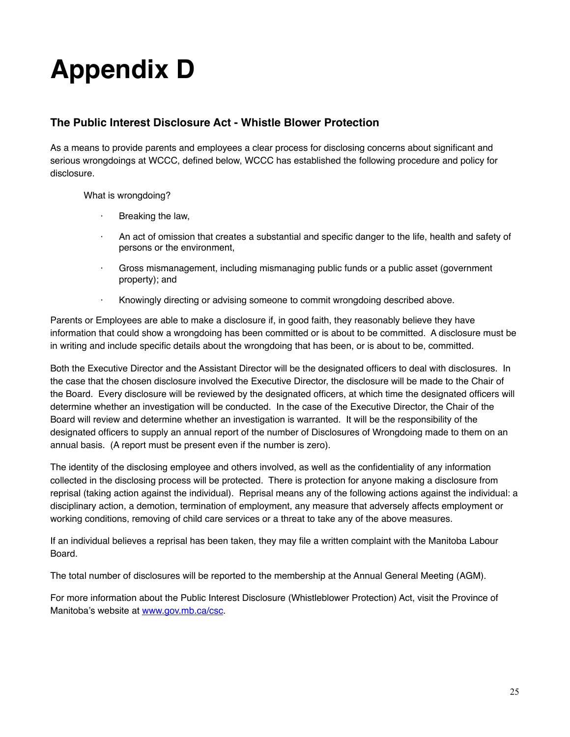# Appendix D

## The Public Interest Disclosure Act - Whistle Blower Protection

As a means to provide parents and employees a clear process for disclosing concerns about significant and serious wrongdoings at WCCC, defined below, WCCC has established the following procedure and policy for disclosure.

What is wrongdoing?

- Breaking the law,
- An act of omission that creates a substantial and specific danger to the life, health and safety of persons or the environment,
- Gross mismanagement, including mismanaging public funds or a public asset (government property); and
- Knowingly directing or advising someone to commit wrongdoing described above.

Parents or Employees are able to make a disclosure if, in good faith, they reasonably believe they have information that could show a wrongdoing has been committed or is about to be committed. A disclosure must be in writing and include specific details about the wrongdoing that has been, or is about to be, committed.

Both the Executive Director and the Assistant Director will be the designated officers to deal with disclosures. In the case that the chosen disclosure involved the Executive Director, the disclosure will be made to the Chair of the Board. Every disclosure will be reviewed by the designated officers, at which time the designated officers will determine whether an investigation will be conducted. In the case of the Executive Director, the Chair of the Board will review and determine whether an investigation is warranted. It will be the responsibility of the designated officers to supply an annual report of the number of Disclosures of Wrongdoing made to them on an annual basis. (A report must be present even if the number is zero).

The identity of the disclosing employee and others involved, as well as the confidentiality of any information collected in the disclosing process will be protected. There is protection for anyone making a disclosure from reprisal (taking action against the individual). Reprisal means any of the following actions against the individual: a disciplinary action, a demotion, termination of employment, any measure that adversely affects employment or working conditions, removing of child care services or a threat to take any of the above measures.

If an individual believes a reprisal has been taken, they may file a written complaint with the Manitoba Labour Board.

The total number of disclosures will be reported to the membership at the Annual General Meeting (AGM).

For more information about the Public Interest Disclosure (Whistleblower Protection) Act, visit the Province of Manitoba's website at [www.gov.mb.ca/csc](http://www.gov.mb.ca/csc).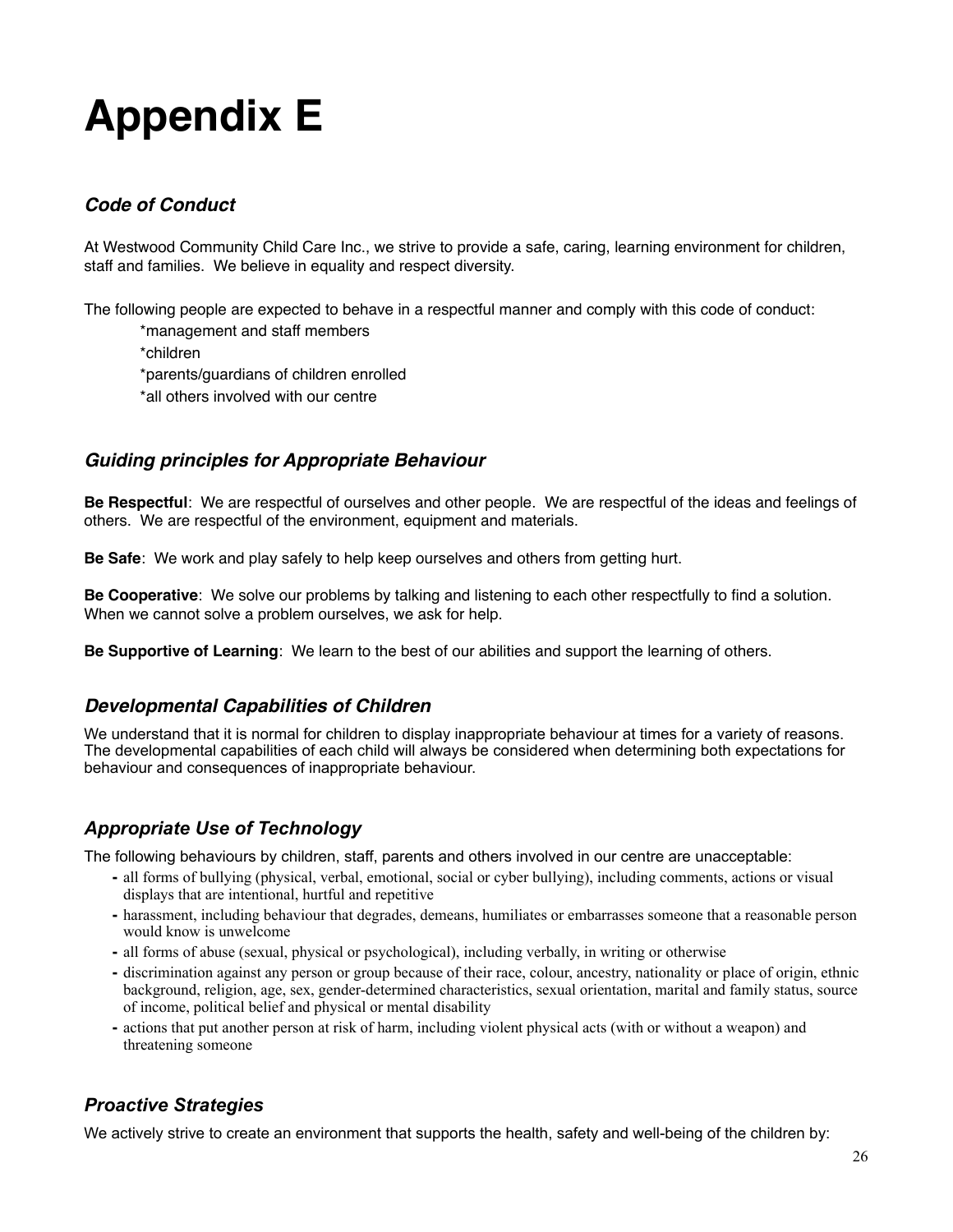# Appendix E

### *Code of Conduct*

At Westwood Community Child Care Inc., we strive to provide a safe, caring, learning environment for children, staff and families. We believe in equality and respect diversity.

The following people are expected to behave in a respectful manner and comply with this code of conduct:

*management and staff members

*children

*parents/guardians of children enrolled

*all others involved with our centre

### *Guiding principles for Appropriate Behaviour*

**Be Respectful**: We are respectful of ourselves and other people. We are respectful of the ideas and feelings of others. We are respectful of the environment, equipment and materials.

**Be Safe**: We work and play safely to help keep ourselves and others from getting hurt.

**Be Cooperative**: We solve our problems by talking and listening to each other respectfully to find a solution. When we cannot solve a problem ourselves, we ask for help.

**Be Supportive of Learning**: We learn to the best of our abilities and support the learning of others.

### *Developmental Capabilities of Children*

We understand that it is normal for children to display inappropriate behaviour at times for a variety of reasons. The developmental capabilities of each child will always be considered when determining both expectations for behaviour and consequences of inappropriate behaviour.

### *Appropriate Use of Technology*

The following behaviours by children, staff, parents and others involved in our centre are unacceptable:

- all forms of bullying (physical, verbal, emotional, social or cyber bullying), including comments, actions or visual displays that are intentional, hurtful and repetitive
- harassment, including behaviour that degrades, demeans, humiliates or embarrasses someone that a reasonable person would know is unwelcome
- all forms of abuse (sexual, physical or psychological), including verbally, in writing or otherwise
- discrimination against any person or group because of their race, colour, ancestry, nationality or place of origin, ethnic background, religion, age, sex, gender-determined characteristics, sexual orientation, marital and family status, source of income, political belief and physical or mental disability
- actions that put another person at risk of harm, including violent physical acts (with or without a weapon) and threatening someone

### *Proactive Strategies*

We actively strive to create an environment that supports the health, safety and well-being of the children by: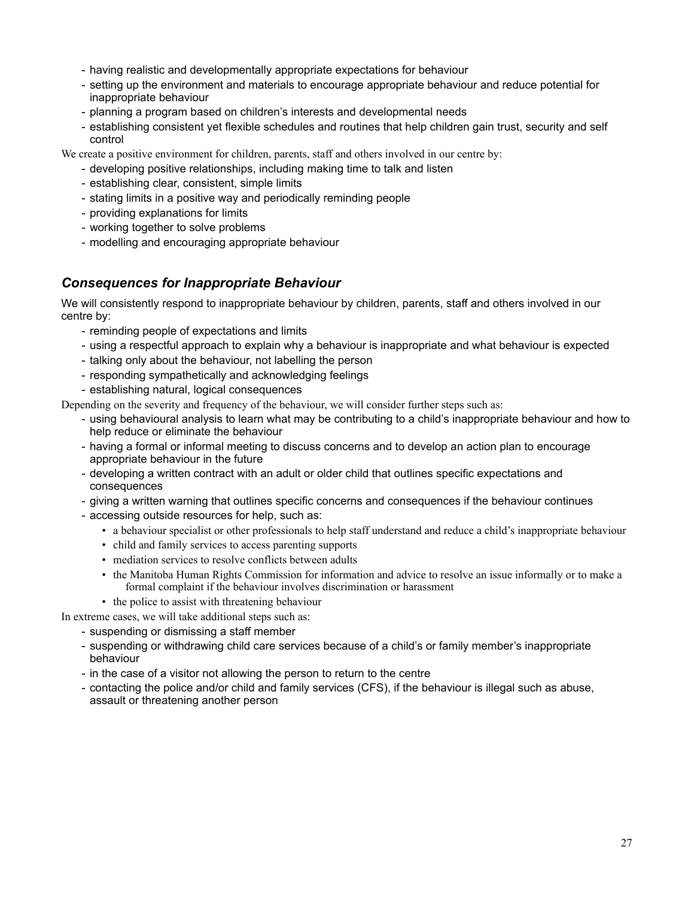- having realistic and developmentally appropriate expectations for behaviour
- setting up the environment and materials to encourage appropriate behaviour and reduce potential for inappropriate behaviour
- planning a program based on children's interests and developmental needs
- establishing consistent yet flexible schedules and routines that help children gain trust, security and self control

We create a positive environment for children, parents, staff and others involved in our centre by:

- developing positive relationships, including making time to talk and listen
- establishing clear, consistent, simple limits
- stating limits in a positive way and periodically reminding people
- providing explanations for limits
- working together to solve problems
- modelling and encouraging appropriate behaviour

### *Consequences for Inappropriate Behaviour*

We will consistently respond to inappropriate behaviour by children, parents, staff and others involved in our centre by:

- reminding people of expectations and limits
- using a respectful approach to explain why a behaviour is inappropriate and what behaviour is expected
- talking only about the behaviour, not labelling the person
- responding sympathetically and acknowledging feelings
- establishing natural, logical consequences

Depending on the severity and frequency of the behaviour, we will consider further steps such as:

- using behavioural analysis to learn what may be contributing to a child's inappropriate behaviour and how to help reduce or eliminate the behaviour
- having a formal or informal meeting to discuss concerns and to develop an action plan to encourage appropriate behaviour in the future
- developing a written contract with an adult or older child that outlines specific expectations and consequences
- giving a written warning that outlines specific concerns and consequences if the behaviour continues
- accessing outside resources for help, such as:
  - a behaviour specialist or other professionals to help staff understand and reduce a child's inappropriate behaviour
  - child and family services to access parenting supports
  - mediation services to resolve conflicts between adults
  - the Manitoba Human Rights Commission for information and advice to resolve an issue informally or to make a formal complaint if the behaviour involves discrimination or harassment
  - the police to assist with threatening behaviour

In extreme cases, we will take additional steps such as:

- suspending or dismissing a staff member
- suspending or withdrawing child care services because of a child's or family member's inappropriate behaviour
- in the case of a visitor not allowing the person to return to the centre
- contacting the police and/or child and family services (CFS), if the behaviour is illegal such as abuse, assault or threatening another person